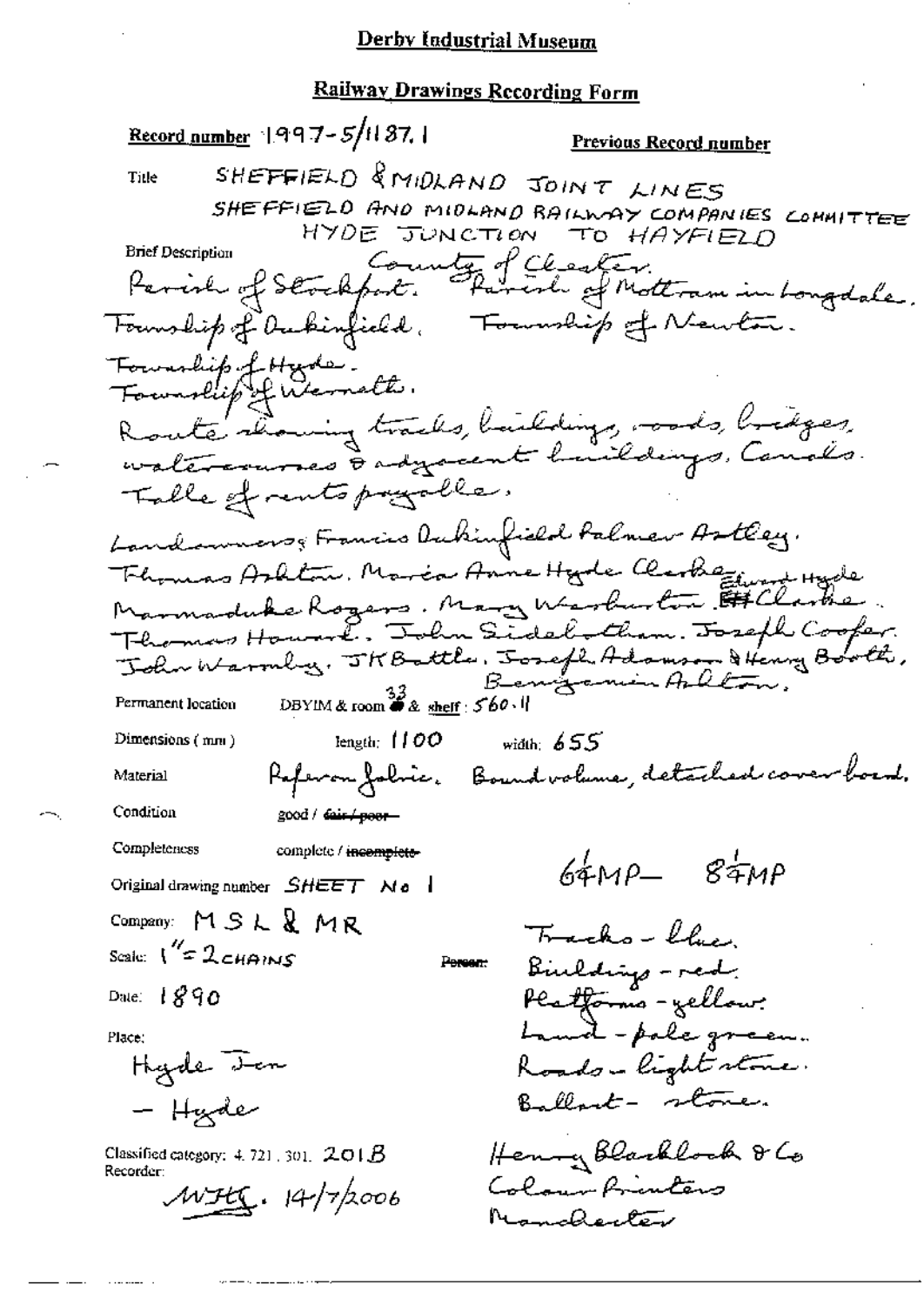# Derby Industrial Museum

## Railway Drawings Recording Form

**Record number** 1997-5/1187.1 **Previous Record number**

Title SHEFFIELD & MIDLAND JOINT LINES
SHEFFIELD AND MIDLAND RAILWAY COMPANIES COMMITTEE
HYDE JUNCTION TO HAYFIELD

Brief Description
County of Chester.
Parish of Stockport. Parish of Mottram in Longdale.
Township of Dukinfield. Township of Newton.
Township of Hyde.
Township of Werneth.
Route showing tracks, buildings, roads, bridges, watercourses & adjacent buildings, Canals.
Table of rents payable.

Landowners: Francis Dukinfield Palmer Astley.
Thomas Ashton. Maria Anne Hyde Clarke. Edward Hyde Clarke.
Marmaduke Rogers. Mary Warburton. ~~E.H.~~ Clarke.
Thomas Howard. John Sidebotham. Joseph Cooper.
John Warmby. J K Battle. Joseph Adamson & Henry Booth,
Benjamin Ashton.

Permanent location DBYIM & room 33 & shelf : 560.11

Dimensions (mm) length: 1100 width: 655

Material Paper on fabric. Bound volume, detached cover board.

Condition good / ~~fair / poor~~

Completeness complete / ~~incomplete~~

Original drawing number SHEET No 1

6¼MP — 8¾MP

Company: M S L & MR

Scale: 1" = 2 CHAINS

Date: 1890

Place:
Hyde Jcn
— Hyde

~~Person:~~
Tracks - blue.
Buildings - red.
Platforms - yellow.
Land - pale green.
Roads - light stone.
Ballast - stone.

Classified category: 4. 721. 301. 201B
Recorder:
WJHG. 14/7/2006

Henry Blacklock & Co
Colour Printers
Manchester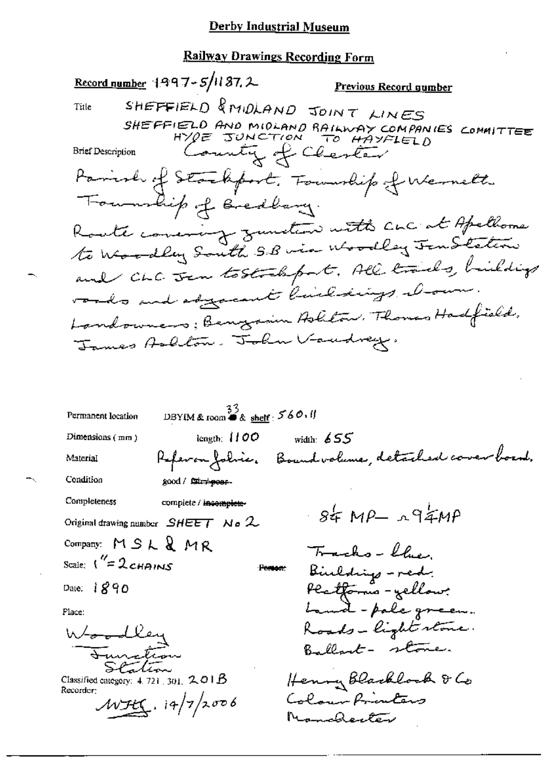## Derby Industrial Museum

## Railway Drawings Recording Form

**Record number** 1997-5/1187.2

**Previous Record number**

**Title** SHEFFIELD & MIDLAND JOINT LINES
SHEFFIELD AND MIDLAND RAILWAY COMPANIES COMMITTEE
HYDE JUNCTION TO HAYFIELD

**Brief Description** County of Chester
Parish of Stockport, Township of Werneth
Township of Bredbury.
Route covering junction with CLC at Apethorne to Woodley South S.B via Woodley Jcn Station and CLC Jcn to Stockport. All tracks, buildings roads and adjacent buildings shown.
Landowners: Benjamin Ashton, Thomas Hadfield, James Ashton, John Vaudrey.

**Permanent location** DBYIM & room 33 & shelf: 560.11

**Dimensions (mm)** length: 1100 width: 655

**Material** Reference folio. Bound volume, detached cover board.

**Condition** good / ~~fair / poor~~

**Completeness** complete / ~~incomplete~~

**Original drawing number** SHEET No 2

**Company:** MSL & MR

**Scale:** 1" = 2 CHAINS

**Date:** 1890

**Place:**
Woodley Junction Station

**Classified category:** 4.721.301. 201B

**Recorder:** WJEG. 14/7/2006

8¼ MP – 9¼ MP

Tracks - blue.
Buildings - red.
Platforms - yellow.
Land - pale green.
Roads - light stone.
Ballast - stone.

Henry Blacklock & Co
Colour Printers
Manchester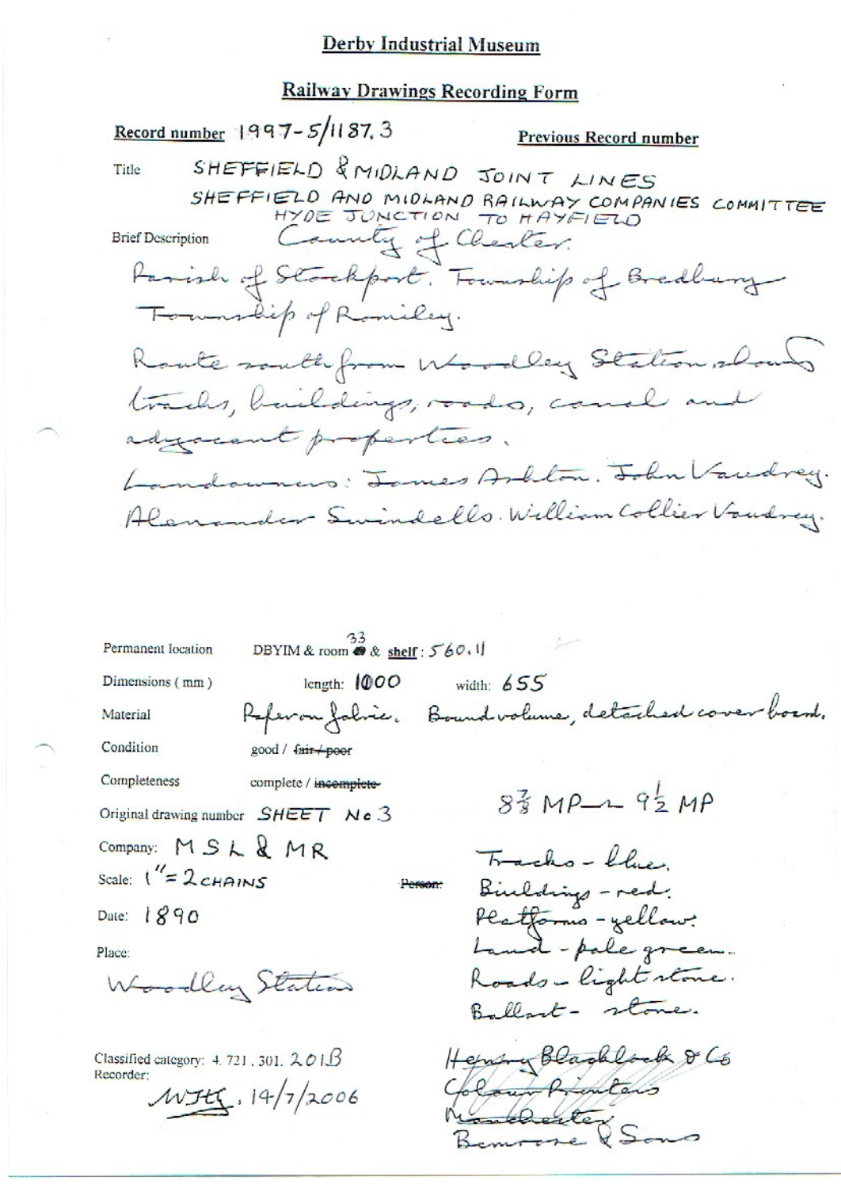# Derby Industrial Museum

## Railway Drawings Recording Form

**Record number** 1997-5/1187.3 **Previous Record number**

Title SHEFFIELD & MIDLAND JOINT LINES
SHEFFIELD AND MIDLAND RAILWAY COMPANIES COMMITTEE
HYDE JUNCTION TO HAYFIELD

Brief Description County of Chester.
Parish of Stockport. Township of Bredbury
Township of Romiley.
Route south from Woodley Station shows tracks, buildings, roads, canal and adjacent properties.
Landowners: James Ashton. John Vaudrey.
Alexander Swindells. William Collier Vaudrey.

Permanent location DBYIM & room 33 & **shelf**: 560.11

Dimensions (mm) length: 1000 width: 655

Material Ferro Prussiate on fabric. Bound volume, detached cover board.

Condition good / ~~fair / poor~~

Completeness complete / ~~incomplete~~

Original drawing number SHEET No 3

$8\frac{3}{8}$ MP – $9\frac{1}{2}$ MP

Company: MS L & MR

Scale: 1" = 2 CHAINS

~~Person:~~

Date: 1890

Place:
Woodley Station

Tracks - blue.
Buildings - red.
Platforms - yellow.
Land - pale green.
Roads - light stone.
Ballast - stone.

Classified category: 4. 721. 301. 201B
Recorder:
MJTG. 14/7/2006

Henry Blacklock & Co
Colour Printers
Manchester
Bemrose & Sons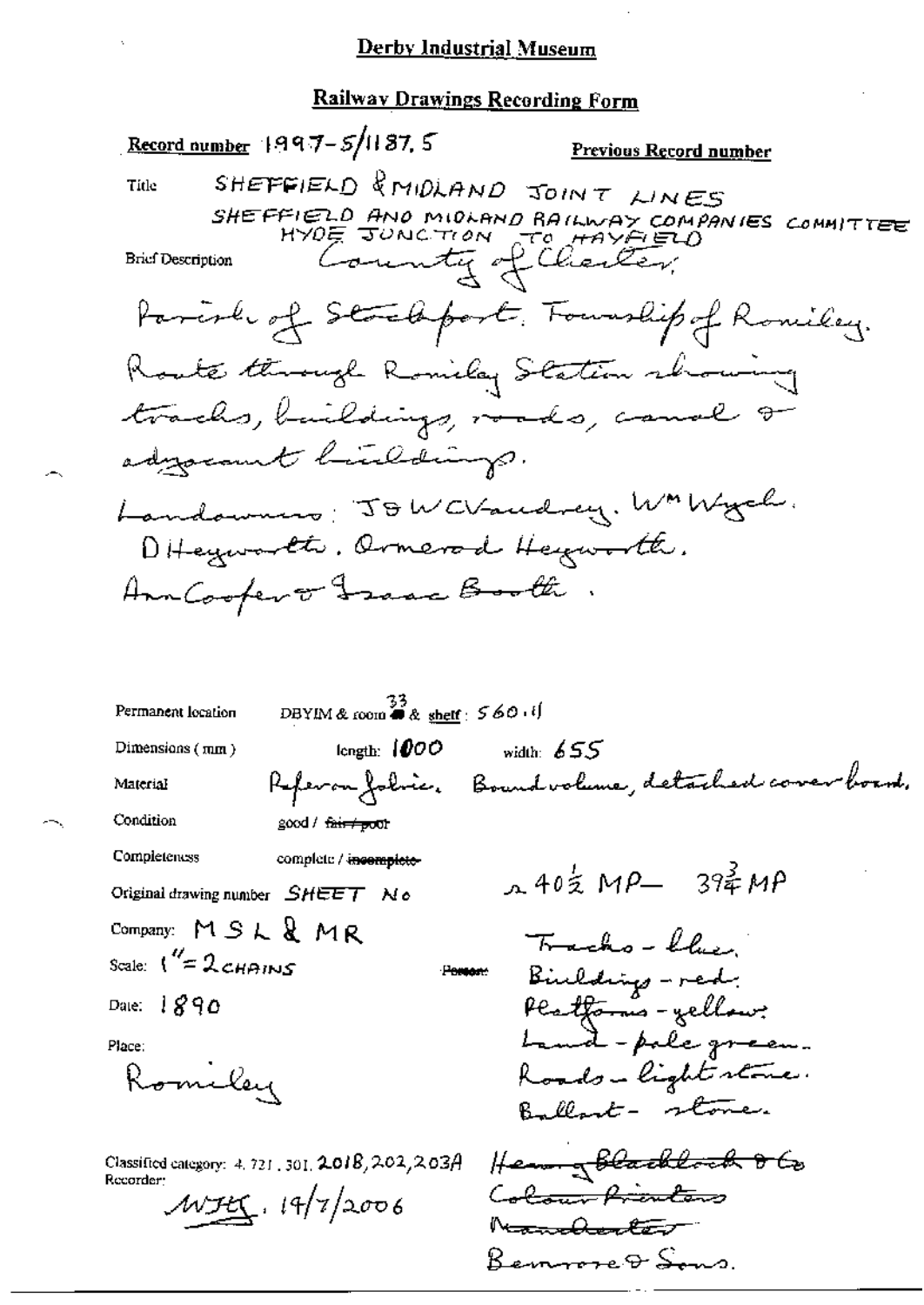# Derby Industrial Museum

## Railway Drawings Recording Form

**Record number** 1997-5/1187.5

**Previous Record number**

Title SHEFFIELD & MIDLAND JOINT LINES
SHEFFIELD AND MIDLAND RAILWAY COMPANIES COMMITTEE
HYDE JUNCTION TO HAYFIELD

Brief Description County of Chester,
Parish of Stockport. Township of Romiley.
Route through Romiley Station showing
tracks, buildings, roads, canal &
adjacent buildings.
Landowners: J S W C Vaudrey. Wm Wych.
D Heyworth. Ormerod Heyworth.
Ann Cooper & Isaac Booth.

Permanent location DBYIM & room 33 & shelf: 560.11

Dimensions (mm) length: 1000 width: 655

Material Paper on fabric. Bound volume, detached cover board.

Condition good / ~~fair / poor~~

Completeness complete / ~~incomplete~~

Original drawing number SHEET No ~ 40½ MP – 39¾ MP

Company: M S L & M R

Scale: 1" = 2 CHAINS

~~Person:~~

Date: 1890

Place:
Romiley

Tracks - blue.
Buildings - red.
Platforms - yellow.
Land - pale green.
Roads - light stone.
Ballast - stone.

Classified category: 4. 721. 301. 2018, 202, 203A

Recorder:
WJH. 19/7/2006

~~Henry Blacklock & Co~~
~~Colour Printers~~
~~Manchester~~
Bemrose & Sons.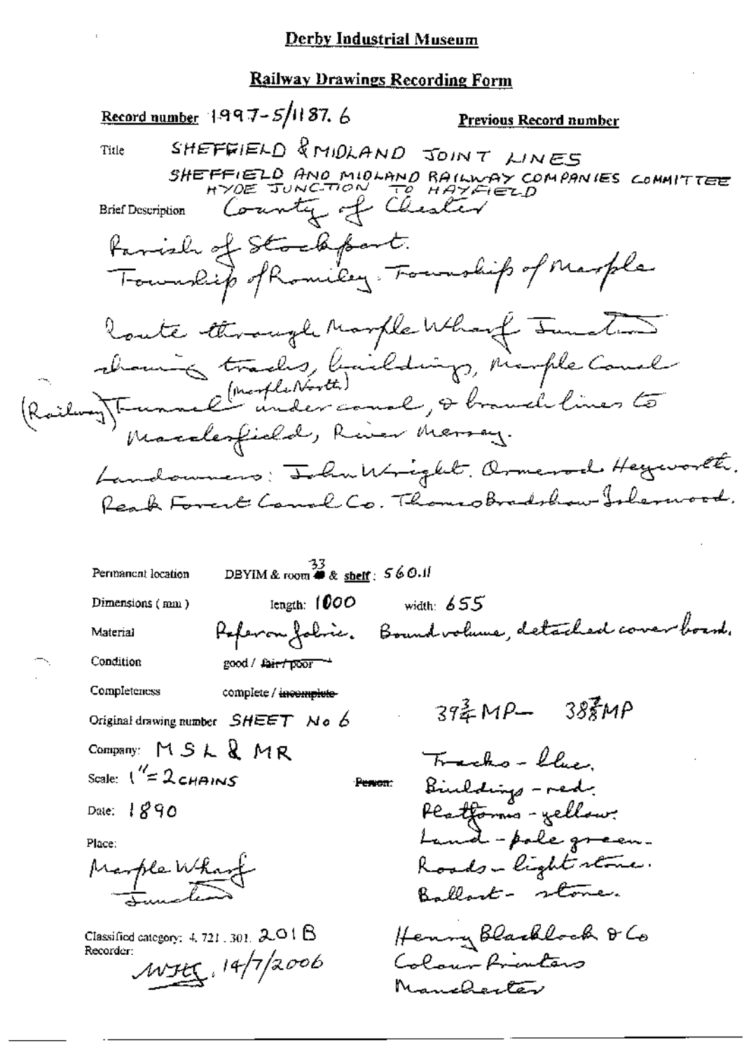**Derby Industrial Museum**

**Railway Drawings Recording Form**

**Record number** 1997-5/1187.6 **Previous Record number**

Title SHEFFIELD & MIDLAND JOINT LINES
SHEFFIELD AND MIDLAND RAILWAY COMPANIES COMMITTEE
HYDE JUNCTION TO HAYFIELD

Brief Description County of Chester
Parish of Stockport.
Township of Romiley. Township of Marple
Route through Marple Wharf Junction showing tracks, buildings, Marple Canal (Railway) Tunnel (Marple North) under canal, & branch lines to Macclesfield, River Mersey.
Landowners: John Wright. Ormerod Heyworth. Peak Forest Canal Co. Thomas Bradshaw Isherwood.

Permanent location DBYIM & room 33 & shelf: 560.11

Dimensions (mm) length: 1000 width: 655

Material Ferro fabric. Bound volume, detached cover board.

Condition good / ~~fair / poor~~

Completeness complete / ~~incomplete~~

Original drawing number SHEET No 6 $39\frac{3}{4}$ MP – $38\frac{7}{8}$ MP

Company: MSL & MR

Scale: 1" = 2 CHAINS

Person:

Date: 1890

Place: Marple Wharf Junction

Tracks - blue.
Buildings - red.
Platforms - yellow.
Land - pale green.
Roads - light stone.
Ballast - stone.

Classified category: 4.721.301. 201B

Recorder: MJHG. 14/7/2006

Henry Blacklock & Co
Colour Printers
Manchester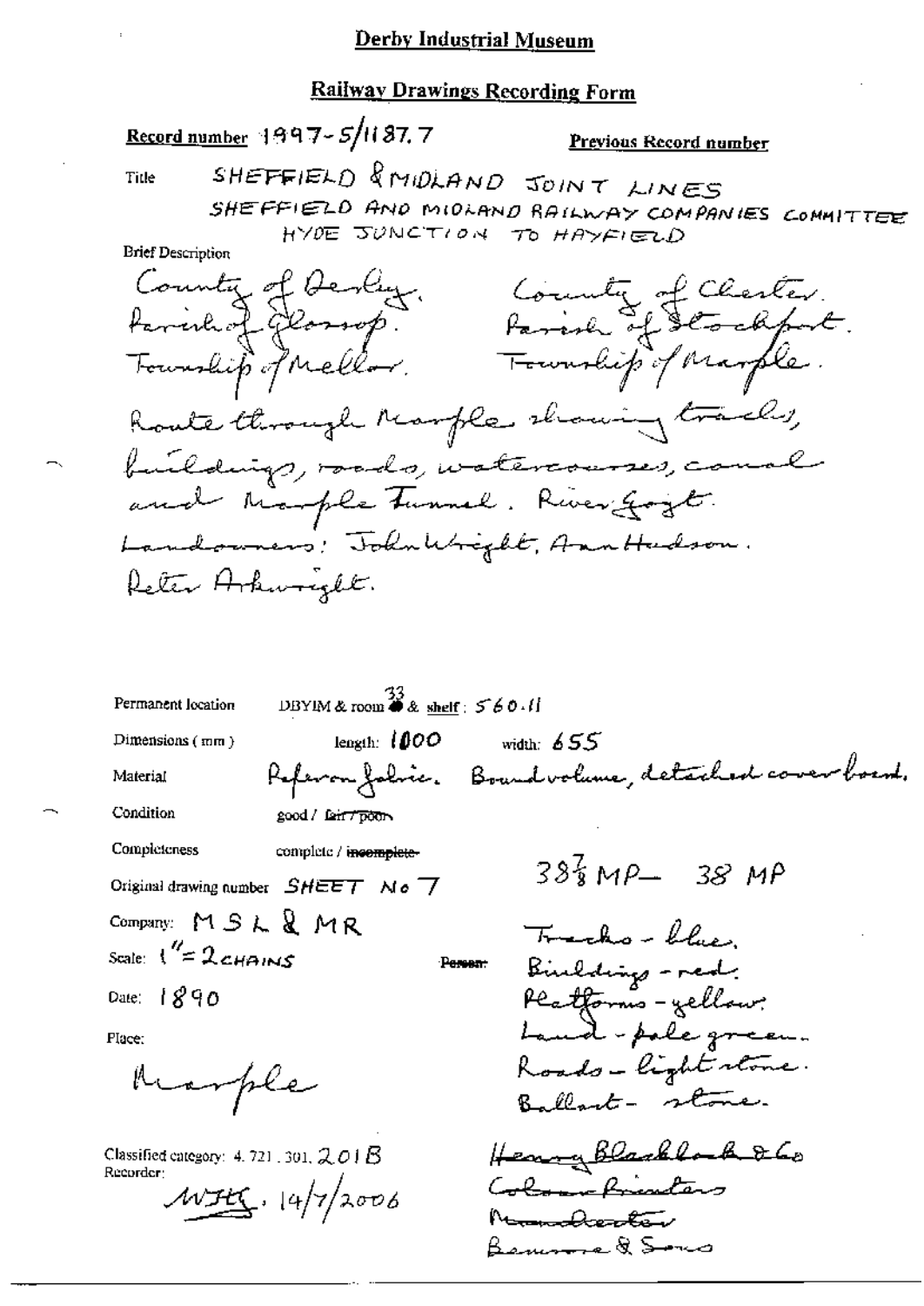# Derby Industrial Museum

## Railway Drawings Recording Form

**Record number** 1997-5/1187.7 **Previous Record number**

**Title** SHEFFIELD & MIDLAND JOINT LINES
SHEFFIELD AND MIDLAND RAILWAY COMPANIES COMMITTEE
HYDE JUNCTION TO HAYFIELD

**Brief Description**

County of Derby. County of Chester.
Parish of Glossop. Parish of Stockport.
Township of Mellor. Township of Marple.

Route through Marple showing tracks, buildings, roads, watercourses, canal and Marple Tunnel. River Goyt.
Landowners: John Wright, Ann Hudson.
Peter Arkwright.

Permanent location DBYIM & room 33 & shelf: 560.11

Dimensions (mm) length: 1000 width: 655

Material Ferro fabric. Bound volume, detached cover board.

Condition good / ~~fair / poor~~

Completeness complete / ~~incomplete~~

Original drawing number SHEET No 7

$38\frac{7}{8}$ MP – 38 MP

Company: MS L & MR

Scale: 1" = 2 CHAINS

Date: 1890

Place:

Marple

~~Person:~~

Tracks - blue.
Buildings - red.
Platforms - yellow.
Land - pale green.
Roads - light stone.
Ballast - stone.

Henry Blacklock & Co
Colour Printers
Manchester
Bemrose & Sons

Classified category: 4. 721. 301. 201B

Recorder:

WJH, 14/7/2006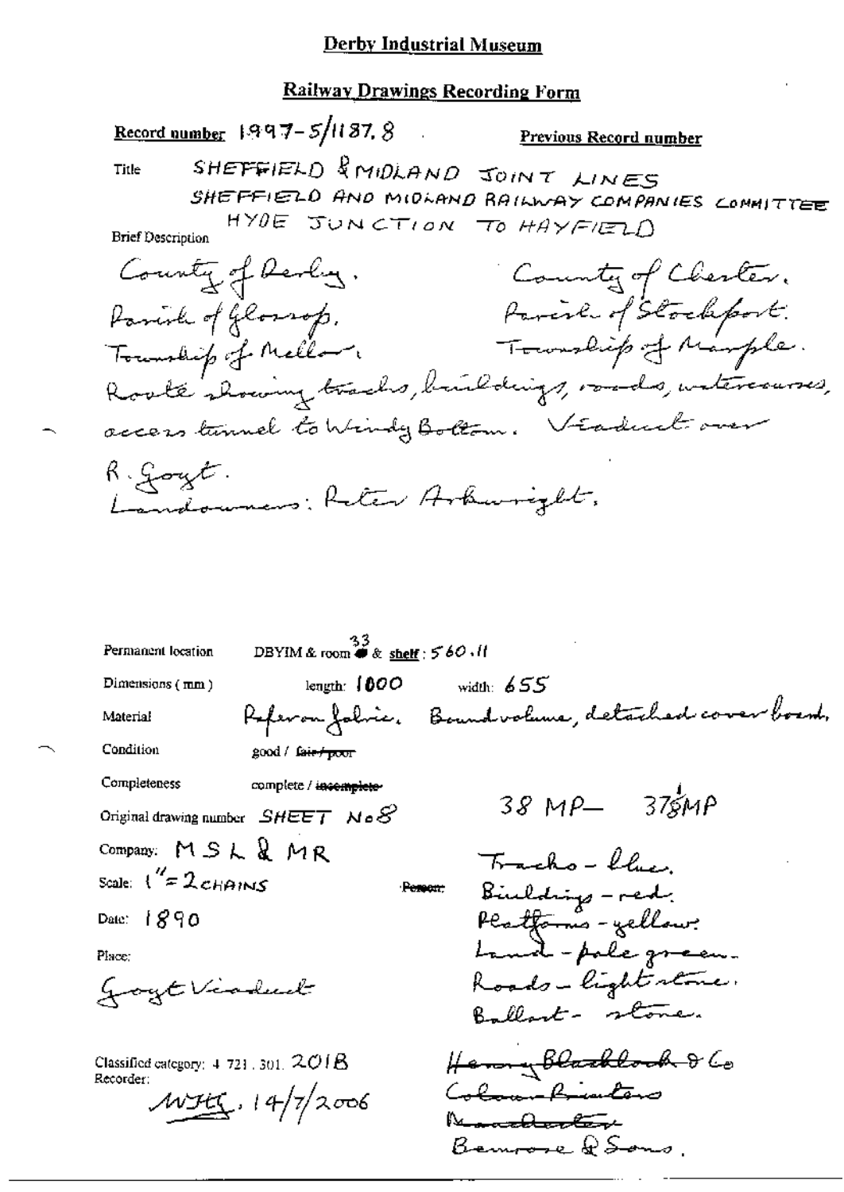# Derby Industrial Museum

## Railway Drawings Recording Form

**Record number** 1997-5/1187.8 **Previous Record number**

Title SHEFFIELD & MIDLAND JOINT LINES
SHEFFIELD AND MIDLAND RAILWAY COMPANIES COMMITTEE
HYDE JUNCTION TO HAYFIELD

Brief Description

County of Derby. County of Chester.
Parish of Glossop. Parish of Stockport.
Township of Mellor. Township of Marple.
Route showing tracks, buildings, roads, watercourses, access tunnel to Windy Bottom. Viaduct over R. Goyt.
Landowners: Peter Arkwright.

Permanent location DBYIM & room 33 & shelf: 560.11

Dimensions (mm) length: 1000 width: 655

Material Ferrous fabric. Bound volume, detached cover board.

Condition good / ~~fair / poor~~

Completeness complete / ~~incomplete~~

Original drawing number SHEET No 8

38 MP— 37 1/8 MP

Company: MSL & MR

Scale: 1" = 2 CHAINS

~~Person:~~

Date: 1890

Place:

Goyt Viaduct

Tracks - blue.
Buildings - red.
Platforms - yellow.
Land - pale green.
Roads - light stone.
Ballast - stone.

Classified category: 4.721.301.201B

Recorder:

MJHG, 14/7/2006

~~Henry Blacklock & Co~~
~~Colour Printers~~
~~Manchester~~
Bemrose & Sons.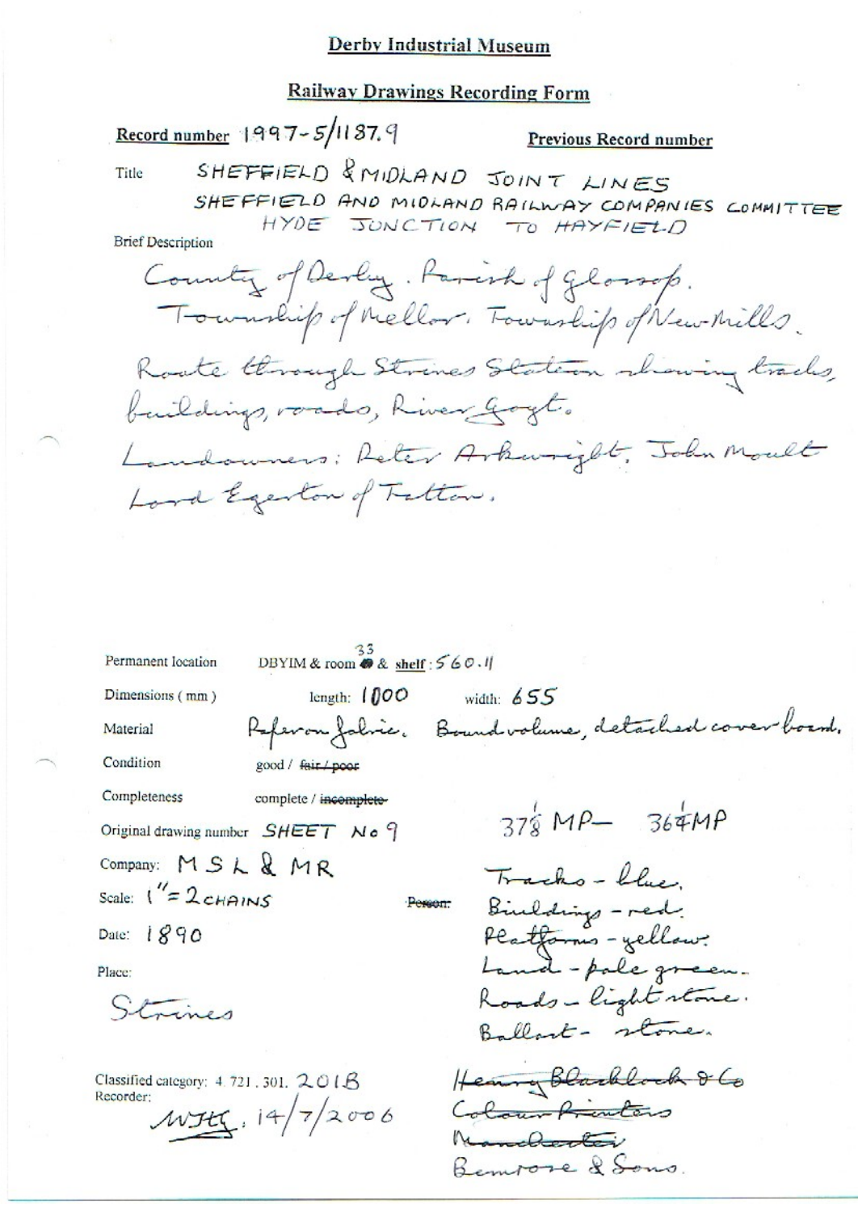# Derby Industrial Museum

## Railway Drawings Recording Form

**Record number** 1997-5/1187.9

**Previous Record number**

Title SHEFFIELD & MIDLAND JOINT LINES
SHEFFIELD AND MIDLAND RAILWAY COMPANIES COMMITTEE
HYDE JUNCTION TO HAYFIELD

Brief Description

County of Derby. Parish of Glossop.
Township of Mellor. Township of New Mills.
Route through Strines Station showing tracks, buildings, roads, River Goyt.
Landowners: Peter Arkwright, John Moult
Lord Egerton of Tatton.

Permanent location DBYIM & room 33 & shelf: 560.11

Dimensions (mm) length: 1000 width: 655

Material Paper on fabric. Bound volume, detached cover board.

Condition good / ~~fair / poor~~

Completeness complete / ~~incomplete~~

Original drawing number SHEET No 9

Company: MSL & MR

Scale: 1" = 2 CHAINS

Date: 1890

Place:
Strines

Classified category: 4.721.301. 201B

Recorder:
NJHG. 14/7/2006

$37\frac{1}{8}$ MP — $36\frac{1}{4}$ MP

~~Person:~~

Tracks - blue.
Buildings - red.
Platforms - yellow.
Land - pale green.
Roads - light stone.
Ballast - stone.

~~Henry Blacklock & Co~~
~~Colour Printers~~
~~Manchester~~
Bemrose & Sons.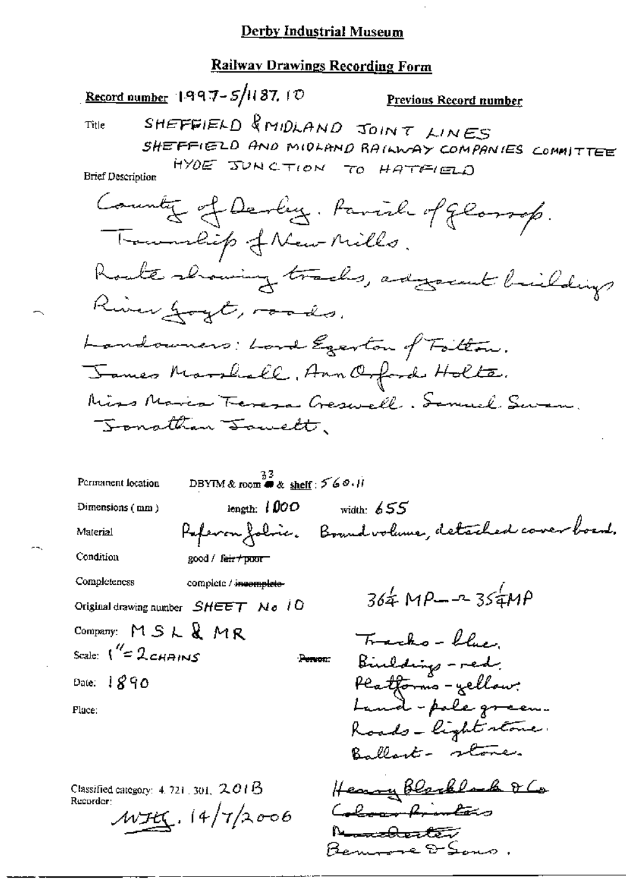# Derby Industrial Museum

## Railway Drawings Recording Form

**Record number** 1997-5/1187.10 **Previous Record number**

Title SHEFFIELD & MIDLAND JOINT LINES
SHEFFIELD AND MIDLAND RAILWAY COMPANIES COMMITTEE
HYDE JUNCTION TO HATFIELD

Brief Description

County of Derby. Parish of Glossop.
Township of New Mills.
Route showing tracks, adjacent buildings
River Goyt, roads.
Landowners: Lord Egerton of Tatton.
James Marshall. Ann Orford Holte.
Miss Maria Teresa Creswell. Samuel Swan.
Jonathan Jowett.

Permanent location DBYIM & room 33 & shelf: 560.11

Dimensions (mm) length: 1000 width: 655

Material Paper on fabric. Bound volume, detached cover board.

Condition good / ~~fair / poor~~

Completeness complete / ~~incomplete~~

Original drawing number SHEET No 10

Company: MSL & MR

Scale: 1" = 2 CHAINS

~~Person:~~

Date: 1890

Place:

$36\frac{1}{4}$ MP — $35\frac{1}{4}$ MP

Tracks - blue.
Buildings - red.
Platforms - yellow.
Land - pale green.
Roads - light stone.
Ballast - stone.

Classified category: 4.721.301. 201B

Recorder: WJH. 14/7/2006

~~Henry Blacklock & Co~~
~~Colour Printers~~
~~Manchester~~
Bemrose & Sons.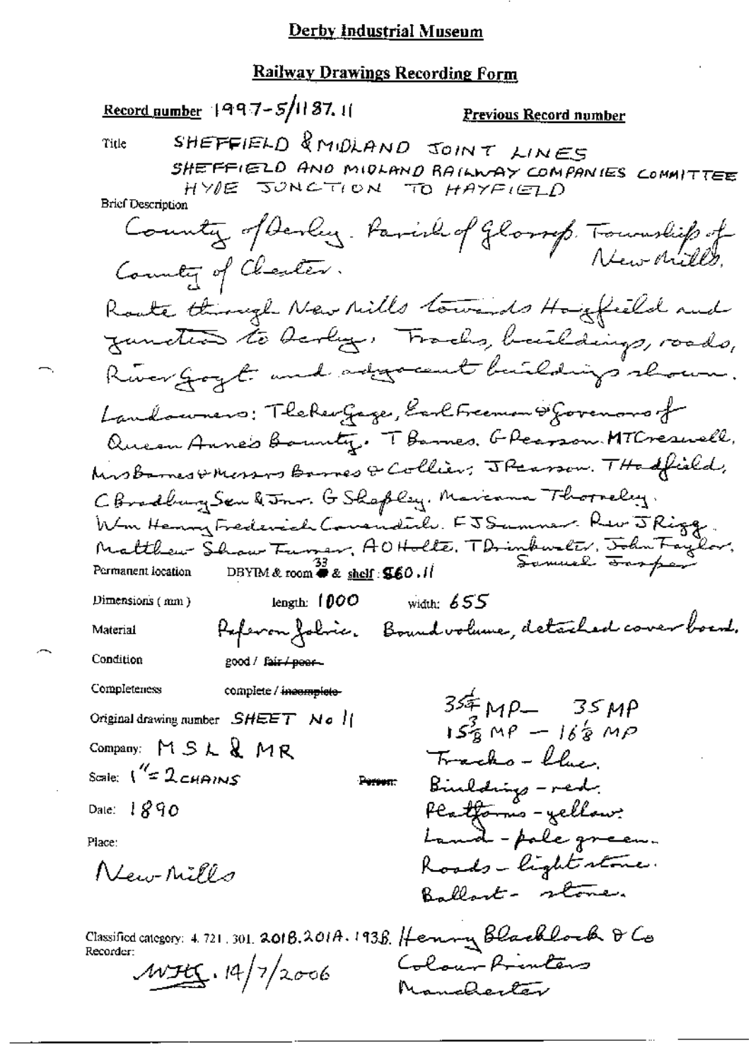# Derby Industrial Museum

## Railway Drawings Recording Form

**Record number** 1997-5/1187.11 **Previous Record number**

**Title** SHEFFIELD & MIDLAND JOINT LINES
SHEFFIELD AND MIDLAND RAILWAY COMPANIES COMMITTEE
HYDE JUNCTION TO HAYFIELD

**Brief Description**
County of Derby. Parish of Glossop. Township of New Mills. County of Chester.
Route through New Mills towards Hayfield and junction to Derby. Tracks, buildings, roads, River Goyt and adjacent buildings shown.
Landowners: The Rev Gaze, Earl Freeman & Governors of Queen Anne's Bounty. T Barnes. G Pearson. MT Creswell, Mrs Barnes & Messrs Barnes & Collier. J Pearson. T Hadfield, C Bradbury Sen & Jnr. G Shapley. Marianne Thornely. Wm Henry Frederick Cavendish. F J Sumner. Rev J Rigg. Matthew Shaw Turner, A O Holte, T Drinkwater, John Taylor, Samuel Jasper

**Permanent location** DBYIM & room 33 & shelf: S60.11

**Dimensions (mm)** length: 1000 width: 655

**Material** Peferon fabric. Bound volume, detached cover board.

**Condition** good / ~~fair / poor~~

**Completeness** complete / ~~incomplete~~

**Original drawing number** SHEET No 11

**Company:** M S L & MR

**Scale:** 1" = 2 CHAINS

**Date:** 1890

**Place:** New Mills

**Person:**
35¼ MP – 35 MP
15⅜ MP – 16⅛ MP
Tracks – blue.
Buildings – red.
Platforms – yellow.
Land – pale green.
Roads – light stone.
Ballast – stone.

**Classified category:** 4.721.301. 201B.201A.193B. Henry Blacklock & Co Colour Printers Manchester

**Recorder:** MJHG. 14/7/2006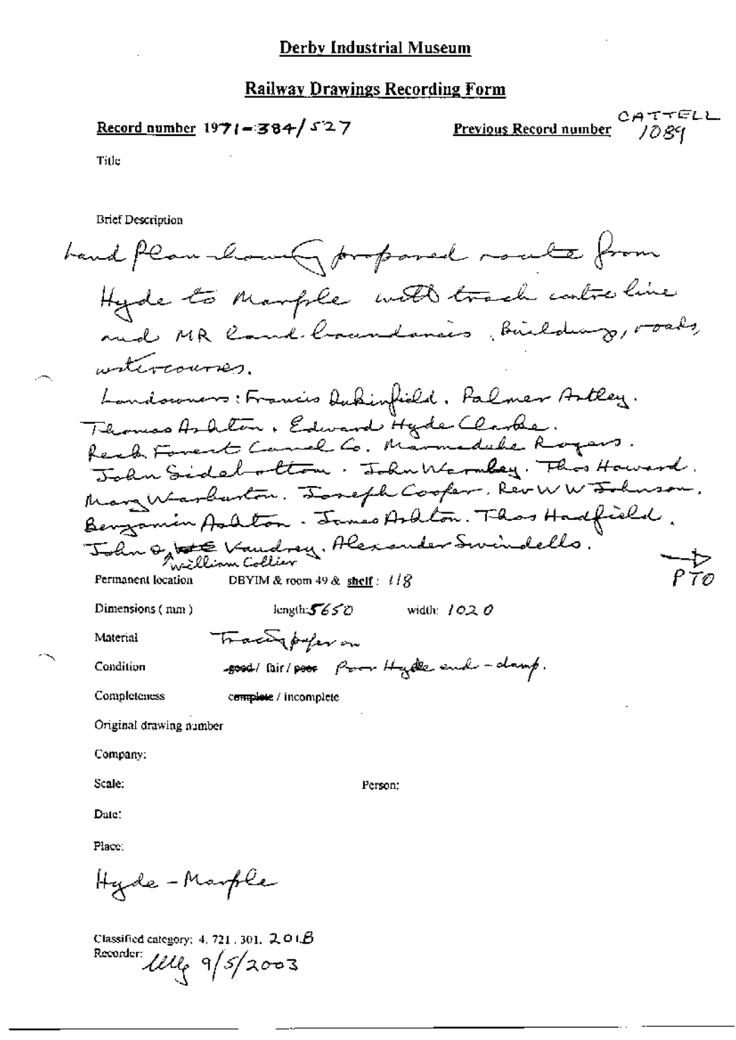# Derby Industrial Museum

## Railway Drawings Recording Form

**Record number** 1971-384/527

**Previous Record number** CATTELL 1089

Title

Brief Description

Land plan showing proposed route from Hyde to Marple with track centre line and MR land boundaries, buildings, roads, watercourses.

Landowners: Francis Dukinfield. Palmer Astley. Thomas Ashton. Edward Hyde Clarke. Peak Forest Canal Co. Marmaduke Rogers. John Sidebottom. John Wormley. Thos Howard. Mary Warburton. Joseph Cooper. Rev W W Johnson. Benjamin Ashton. James Ashton. Thos Hadfield. John & ~~Wm~~ William Collier Vaudrey. Alexander Swindells.

PTO

Permanent location DBYIM & room 49 & shelf: 118

Dimensions (mm) length: 5650 width: 1020

Material Tracing paper on

Condition ~~good~~ / fair / ~~poor~~ Poor Hyde end - damp.

Completeness ~~complete~~ / incomplete

Original drawing number

Company:

Scale: Person:

Date:

Place:

Hyde - Marple

Classified category: 4. 721. 301. 201B

Recorder: ulle 9/5/2003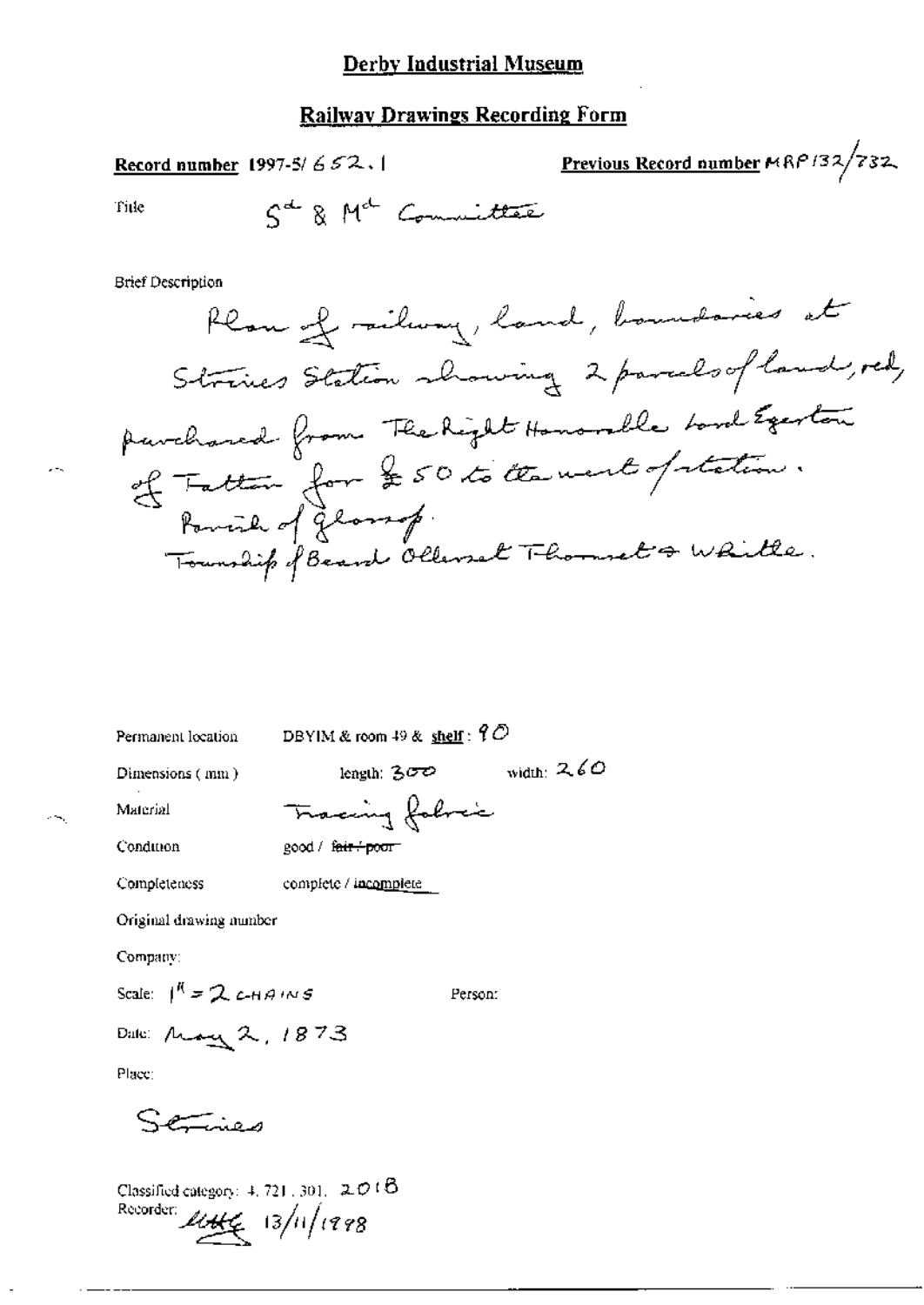# Derby Industrial Museum

## Railway Drawings Recording Form

**Record number** 1997-5/ 652.1

**Previous Record number** MRP132/732

Title: S^d & M^d Committee

Brief Description

Plan of railway, land, boundaries at Stories Station showing 2 parcels of land, red, purchased from The Right Honorable Lord Egerton of Tatton for £50 to the west of station.
Parish of Glossop.
Township of Beard Ollerset Thornsett & Whittle.

Permanent location: DBYIM & room 49 & shelf: 90

Dimensions (mm): length: 300 width: 260

Material: Tracing fabric

Condition: good / ~~fair / poor~~

Completeness: complete / incomplete

Original drawing number

Company:

Scale: 1" = 2 CHAINS

Person:

Date: May 2, 1873

Place:

Stories

Classified category: 4, 721, 301, 2018

Recorder: [signature] 13/11/1998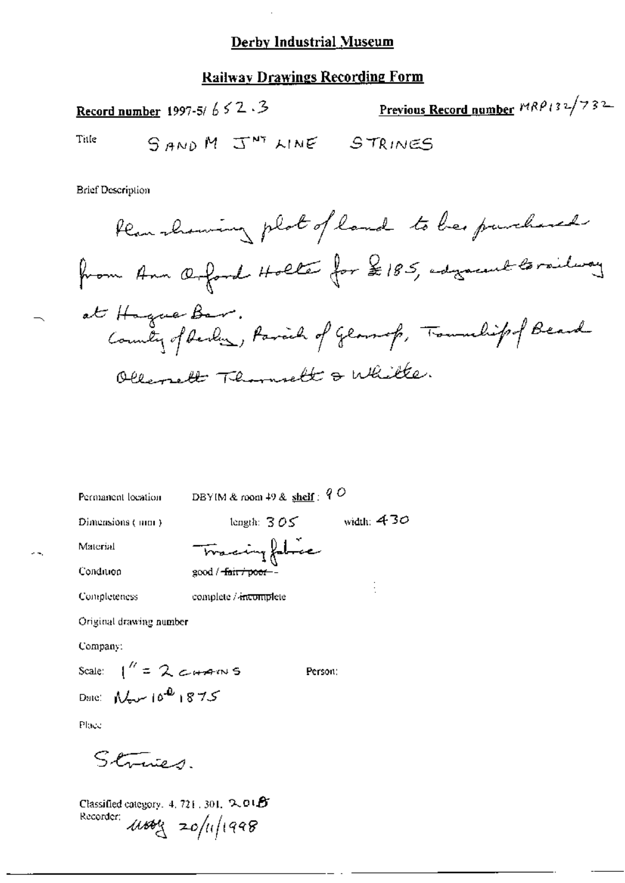## Derby Industrial Museum

### Railway Drawings Recording Form

**Record number** 1997-5/ 652.3 **Previous Record number** MRP132/732

Title SAND M JNT LINE STRINES

Brief Description

Plan showing plot of land to be purchased from Ann Oxford Holte for £185, adjacent to railway at Hague Bar.
County of Derby, Parish of Glossop, Township of Beard Ollersett Thornsett & Whitle.

Permanent location DBYIM & room 49 & shelf: 90

Dimensions (mm) length: 305 width: 430

Material Tracing fabric

Condition good / ~~fair / poor~~

Completeness complete / ~~incomplete~~

Original drawing number

Company:

Scale: 1" = 2 CHAINS Person:

Date: Nov 10th 1875

Place

Strines.

Classified category: 4.721.301. 2.01B

Recorder: MBG 20/11/1998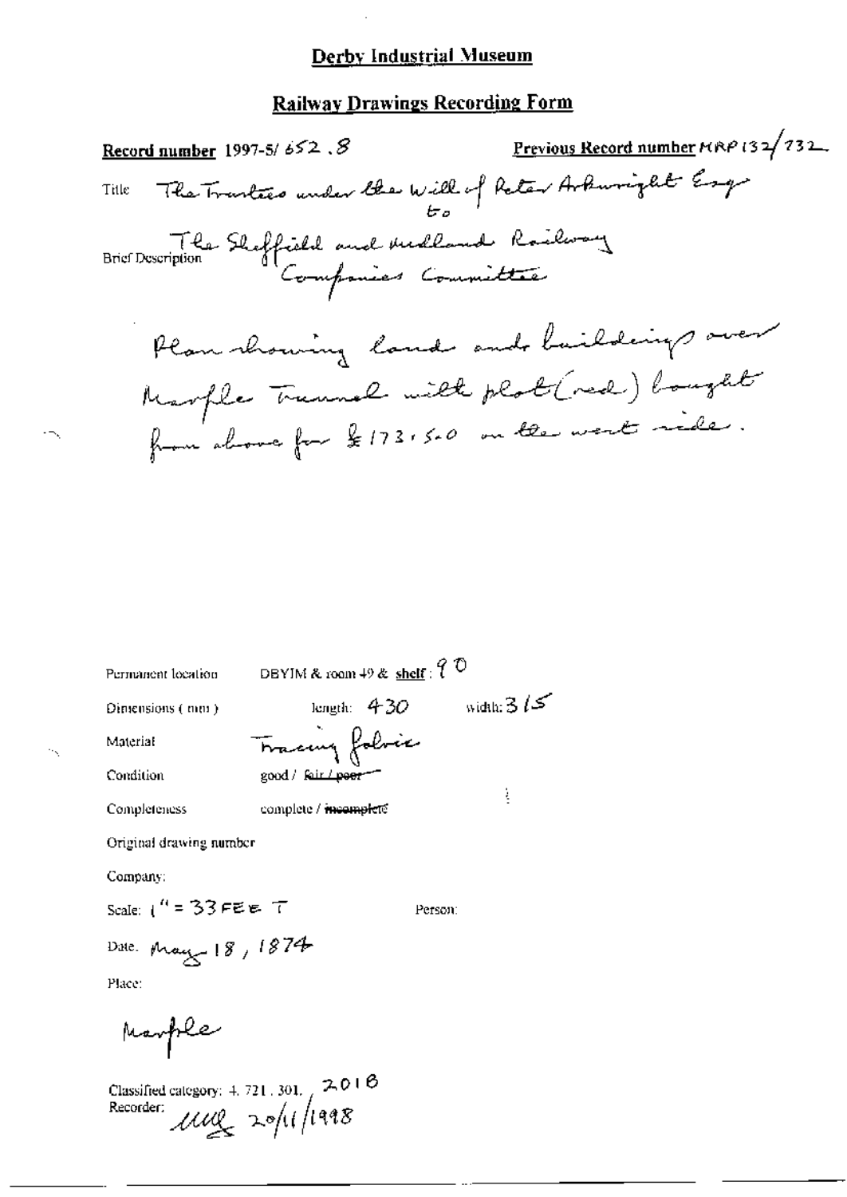# Derby Industrial Museum

## Railway Drawings Recording Form

**Record number** 1997-5/ 652 . 8

**Previous Record number** MRP 132/732

Title: The Trustees under the Will of Peter Arkwright Esqr to The Sheffield and Midland Railway Companies Committee

Brief Description: Plan showing land and buildings over Marple Tunnel with plot (red) bought from above for £173.5.0 on the west side.

Permanent location: DBYIM & room 49 & **shelf**: 90

Dimensions (mm): length: 430 width: 315

Material: Tracing fabric

Condition: good / ~~fair / poor~~

Completeness: complete / ~~incomplete~~

Original drawing number

Company:

Scale: 1" = 33 FEET

Person:

Date: May 18, 1874

Place:

Marple

Classified category: 4. 721. 301. 2018

Recorder: MMB 20/11/1998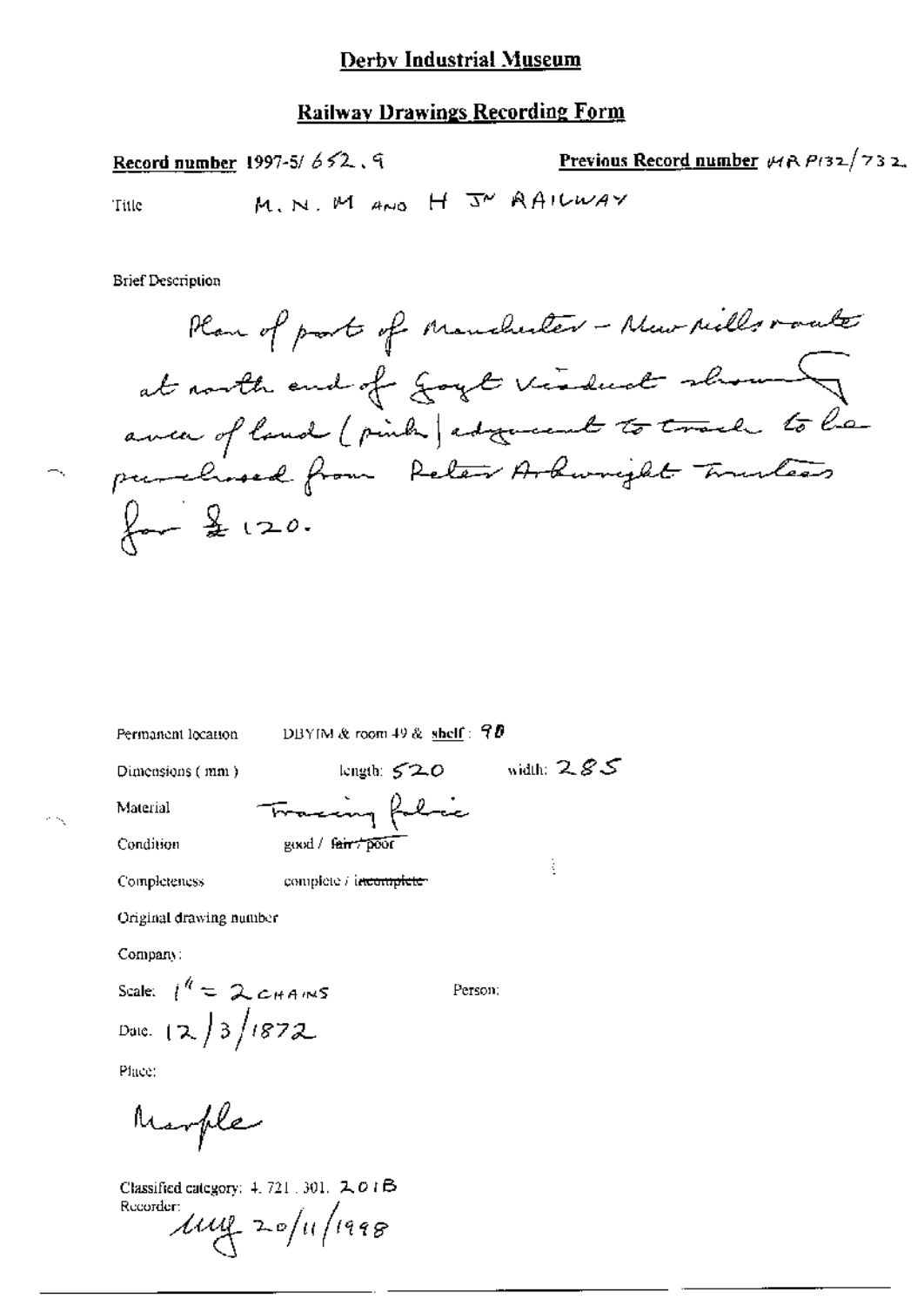# Derby Industrial Museum

## Railway Drawings Recording Form

**Record number** 1997-5/ 652 . 9 **Previous Record number** MR P132/732

Title M. N. M AND H Jn RAILWAY

Brief Description

Plan of part of Manchester - New Mills route at north end of Goyt Viaduct showing area of land (pink) adjacent to track to be purchased from Peter Arkwright Trustees for £120.

Permanent location DBYIM & room 49 & **shelf** : 9D

Dimensions (mm) length: 520 width: 285

Material Tracing fabric

Condition good / ~~fair / poor~~

Completeness complete / ~~incomplete~~

Original drawing number

Company:

Scale: 1" = 2 CHAINS Person:

Date: 12/3/1872

Place:

Marple

Classified category: 4. 721 . 301. 201B

Recorder: ung 20/11/1998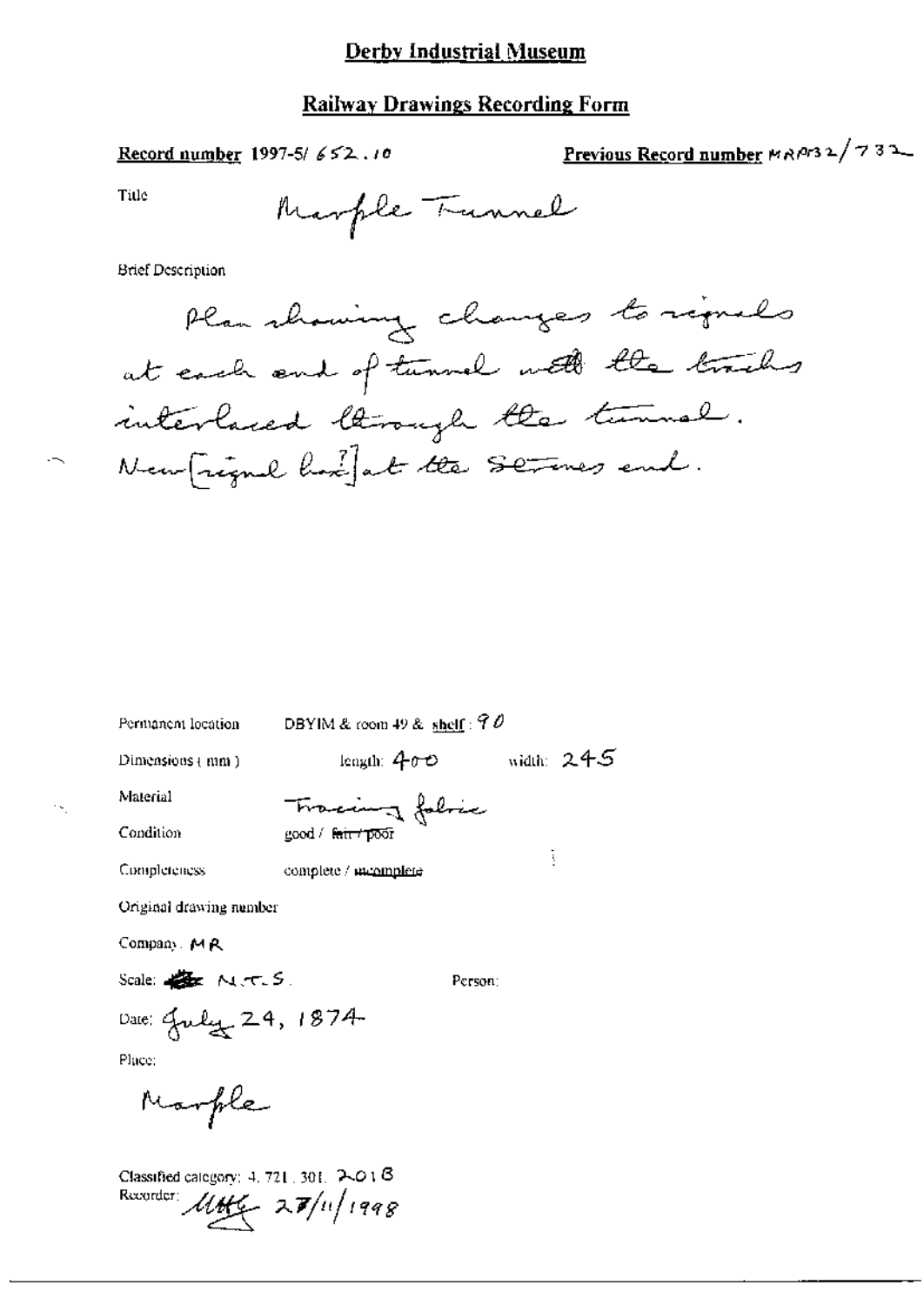# Derby Industrial Museum

## Railway Drawings Recording Form

**Record number** 1997-5/ 652.10

**Previous Record number** MRP132/732

Title

Marple Tunnel

Brief Description

Plan showing changes to signals at each end of tunnel with the tracks interlaced through the tunnel. New [signal box?] at the Strines end.

Permanent location DBYIM & room 49 & shelf: 90

Dimensions (mm) length: 400 width: 245

Material Tracing fabric

Condition good / ~~fair / poor~~

Completeness complete / ~~incomplete~~

Original drawing number

Company: MR

Scale: N.T.S.

Person:

Date: July 24, 1874

Place:

Marple

Classified category: 4. 721. 301. 2018

Recorder: MHG 27/11/1998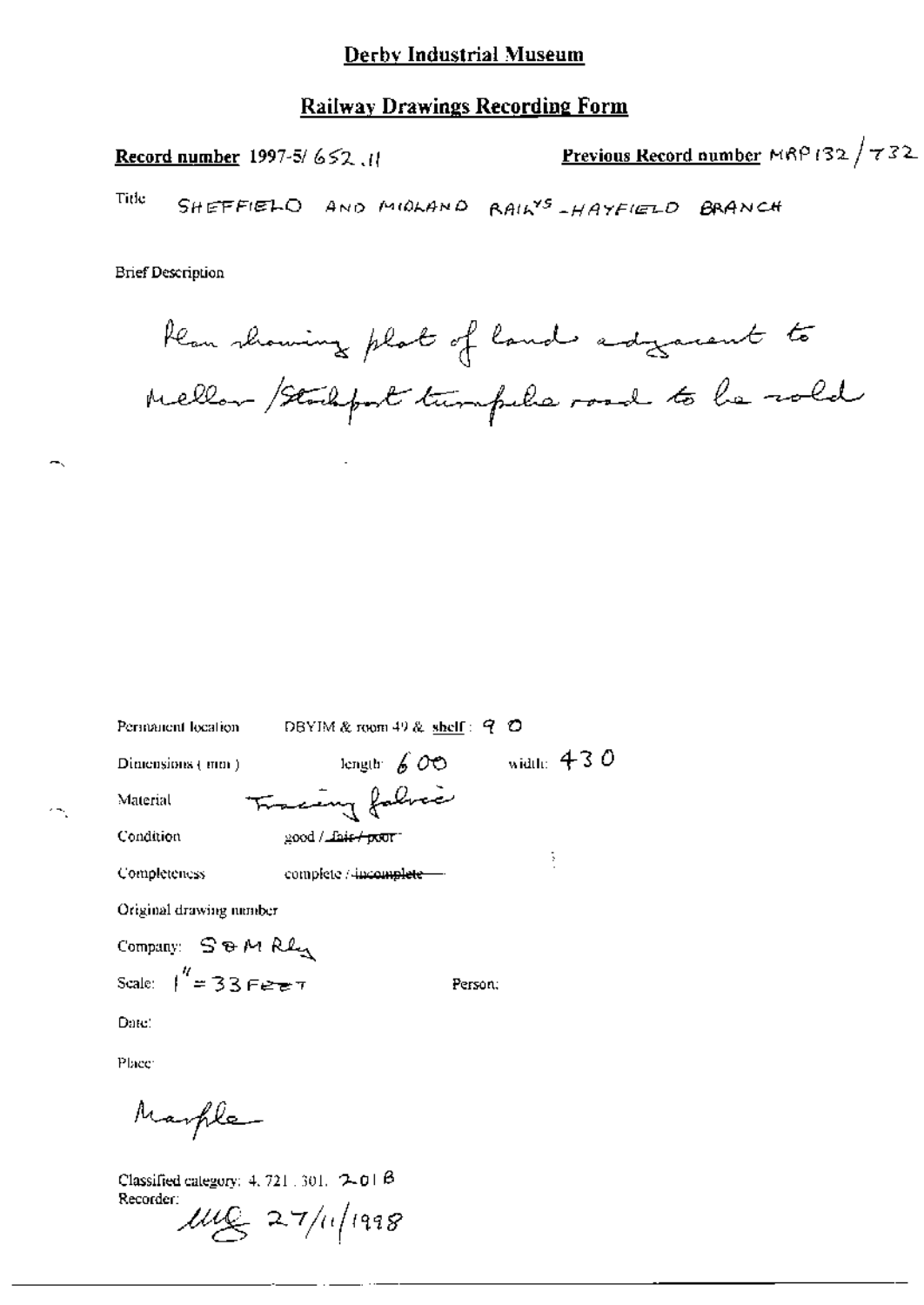# Derby Industrial Museum

## Railway Drawings Recording Form

**Record number** 1997-5/ 652 .11

**Previous Record number** MRP 132 / 732

Title SHEFFIELD AND MIDLAND RAILYS - HAYFIELD BRANCH

Brief Description

Plan showing plot of land adjacent to Mellor / Stockport turnpike road to be sold

Permanent location DBYIM & room 49 & shelf : 9 O

Dimensions ( mm ) length: 600 width: 430

Material Tracing fabric

Condition good / ~~fair / poor~~

Completeness complete / ~~incomplete~~

Original drawing number

Company: S & M Rly

Scale: 1" = 33 FEET

Person:

Date:

Place:

Marple

Classified category: 4. 721 . 301. 2-01 B

Recorder: MG 27/11/1998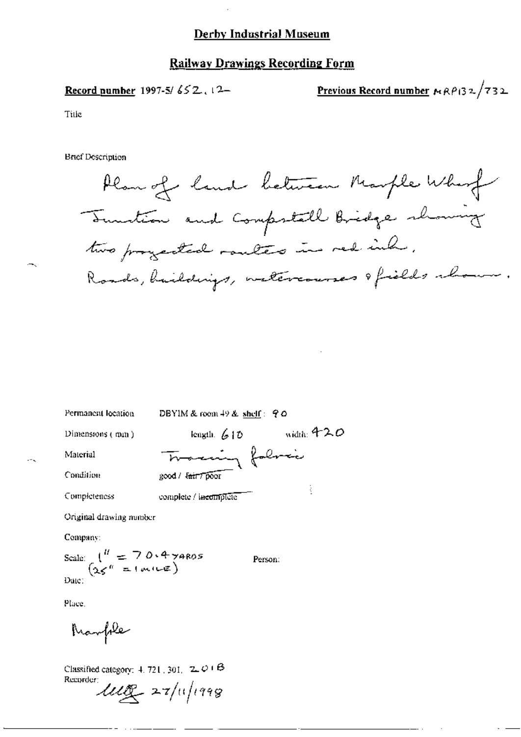# Derby Industrial Museum

## Railway Drawings Recording Form

**Record number** 1997-5/ 652.12 **Previous Record number** MRP132/732

Title

Brief Description

Plan of land between Marple Wharf Junction and Compstall Bridge showing two projected routes in red ink. Roads, buildings, watercourses & fields shown.

Permanent location DBYIM & room 49 & shelf: 90

Dimensions (mm) length: 610 width: 420

Material Tracing fabric

Condition good / ~~fair / poor~~

Completeness complete / ~~incomplete~~

Original drawing number

Company:

Scale: 1" = 70.4 YARDS (25" = 1 MILE) Person:

Date:

Place:

Marple

Classified category: 4.721.301. 2.01B

Recorder: MG 27/11/1998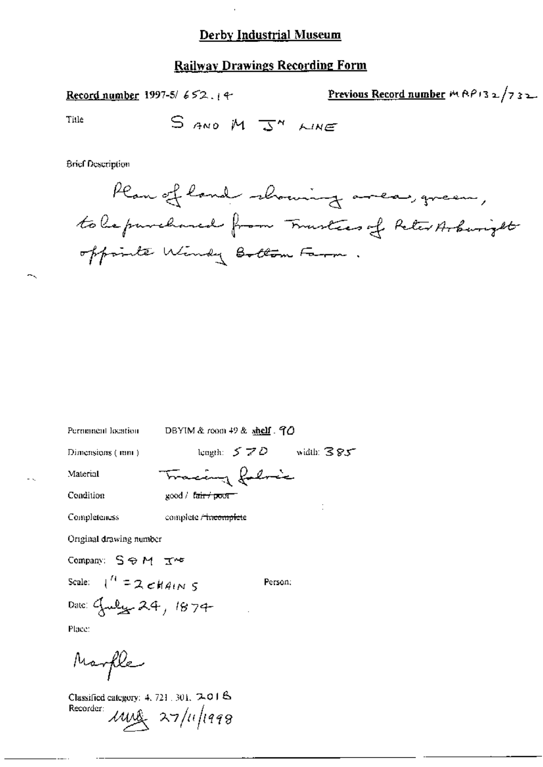# Derby Industrial Museum

## Railway Drawings Recording Form

**Record number** 1997-5/ 652.14

**Previous Record number** MRP132/732

Title S AND M J^N LINE

Brief Description

Plan of land showing area, green, to be purchased from Trustees of Peter Arkwright opposite Windy Bottom Farm.

Permanent location DBYIM & room 49 & shelf . 90

Dimensions (mm) length: 570 width: 385

Material Tracing fabric

Condition good / ~~fair / poor~~

Completeness complete / ~~incomplete~~

Original drawing number

Company: S & M J^N

Scale: 1" = 2 CHAINS

Person:

Date: July 24, 1874

Place:

Marple

Classified category: 4. 721. 301. 2018

Recorder: MRG 27/11/1998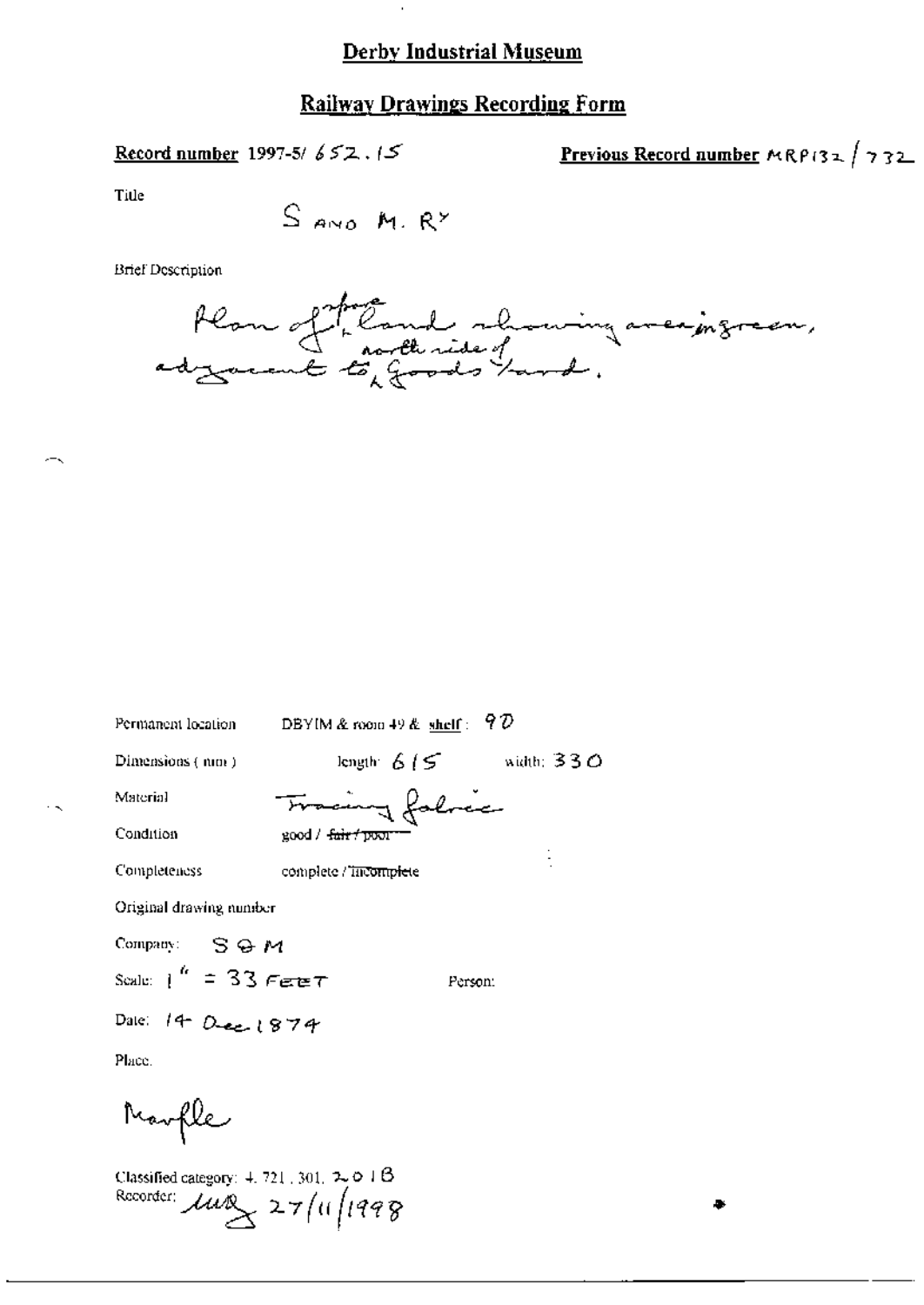# Derby Industrial Museum

## Railway Drawings Recording Form

**Record number** 1997-5/ 652.15

**Previous Record number** MRP132 / 732

Title

S AND M. RY

Brief Description

Plan of piece of land showing area in green, adjacent to north side of Goods Yard.

Permanent location DBYIM & room 49 & **shelf**: 9D

Dimensions (mm) length: 615 width: 330

Material Tracing fabric

Condition good / ~~fair / poor~~

Completeness complete / ~~incomplete~~

Original drawing number

Company: S & M

Scale: 1" = 33 FEET

Person:

Date: 14 Dec 1874

Place.

Marple

Classified category: 4. 721. 301. 2.01B

Recorder: [initials] 27/11/1998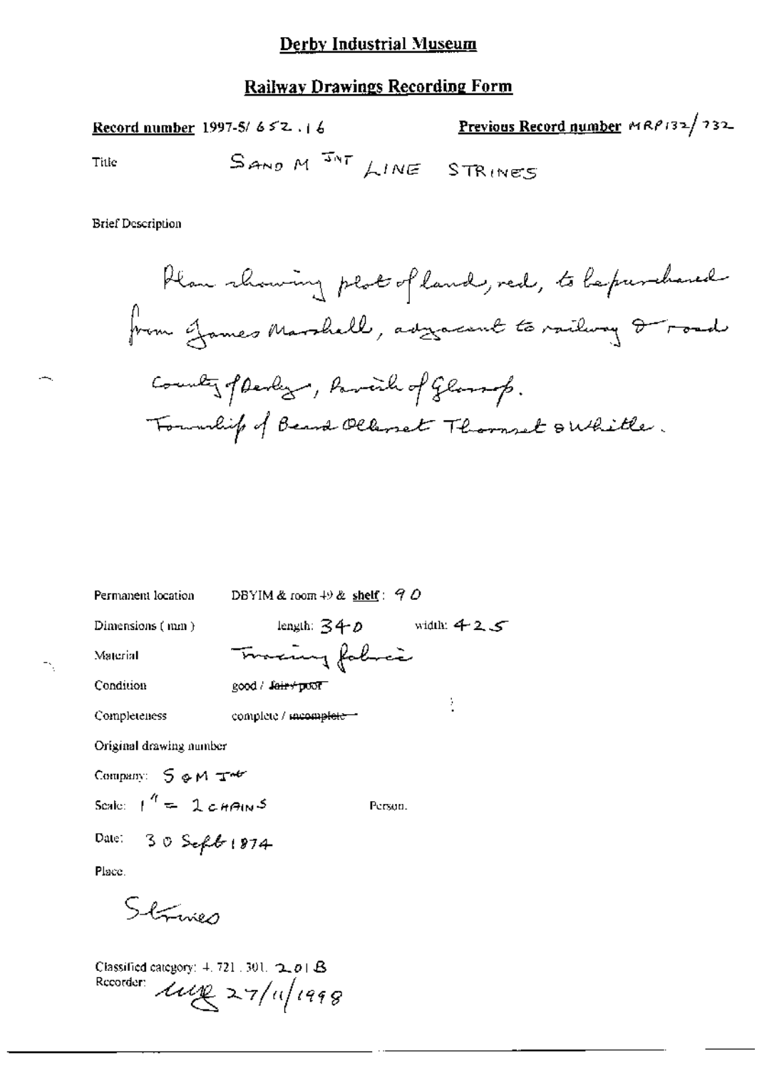# Derby Industrial Museum

## Railway Drawings Recording Form

**Record number** 1997-5/ 652 . 16

**Previous Record number** MRP132/ 732

Title SAND M JNT LINE STRINES

Brief Description

Plan showing plot of land, red, to be purchased from James Marshall, adjacent to railway & road

County of Derby, Parish of Glossop.

Township of Beard Ollerset Thornset & Whitle.

Permanent location DBYIM & room 49 & **shelf**: 90

Dimensions (mm) length: 340 width: 425

Material Tracing fabric

Condition good / ~~fair / poor~~

Completeness complete / ~~incomplete~~

Original drawing number

Company: S & M Jnt

Scale: 1" = 2 CHAINS Person.

Date: 30 Sept 1874

Place.

Strines

Classified category: 4. 721. 301. 201 B

Recorder: [signature] 27/11/1998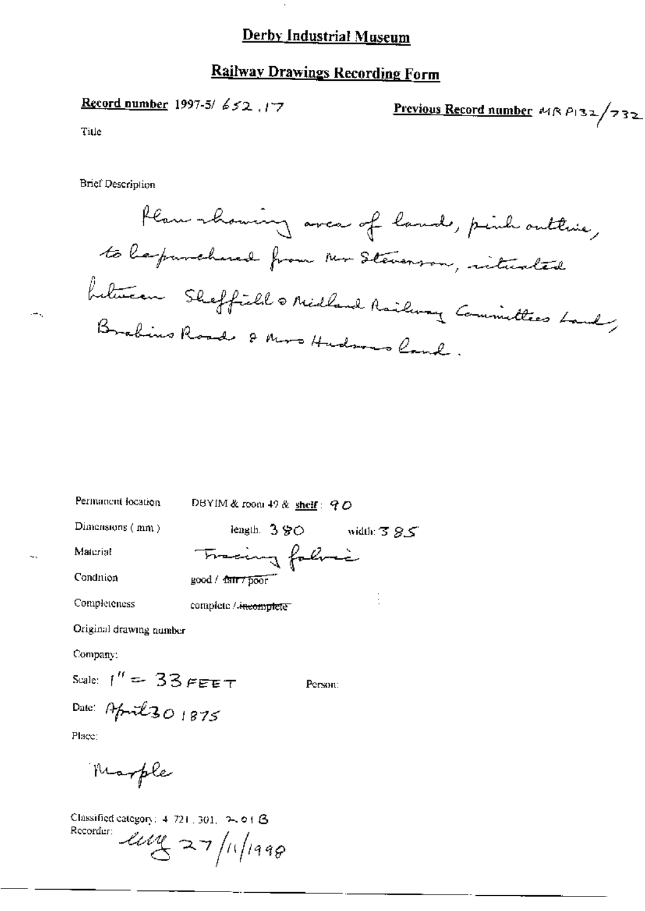# Derby Industrial Museum

## Railway Drawings Recording Form

**Record number** 1997-5/ 652 . 17

**Previous Record number** MR P132/732

Title

Brief Description

Plan showing area of land, pink outline, to be purchased from Mr Stevenson, situated between Sheffield & Midland Railway Committees Land, Brabins Road & Mrs Hudsons land.

Permanent location DBYIM & room 49 & **shelf**: 90

Dimensions (mm) length: 390 width: 385

Material Tracing fabric

Condition good / ~~fair / poor~~

Completeness complete / ~~incomplete~~

Original drawing number

Company:

Scale: 1" = 33 FEET

Person:

Date: April 30 1875

Place:

Marple

Classified category: 4. 721. 301, 2.01 B

Recorder: 27/11/1998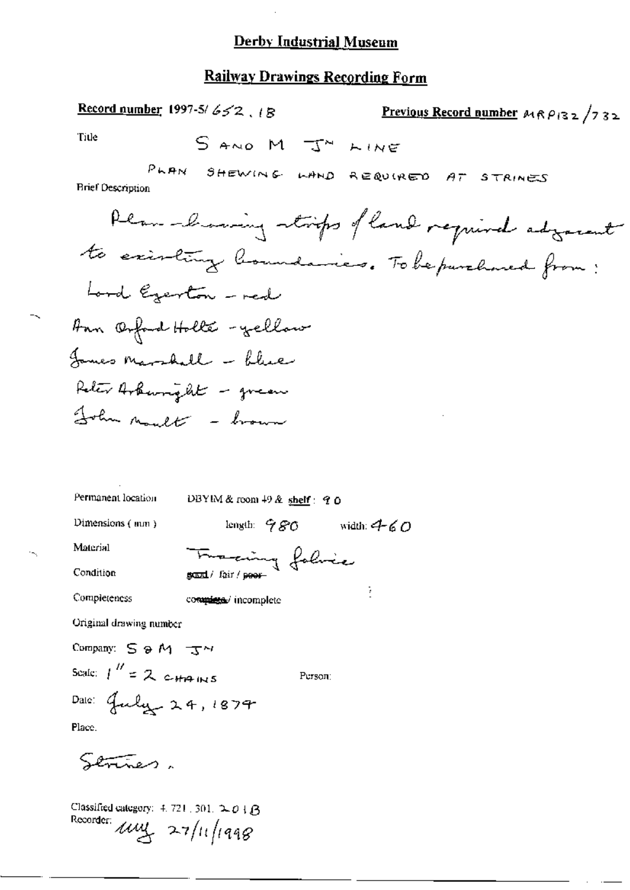# Derby Industrial Museum

## Railway Drawings Recording Form

**Record number** 1997-5/ 652 . 18

**Previous Record number** MRP132 /732

Title

S AND M JN LINE

PLAN SHEWING LAND REQUIRED AT STRINES

Brief Description

Plan showing strips of land required adjacent to existing boundaries. To be purchased from:

Lord Egerton - red

Ann Orford Holte - yellow

James Marshall - blue

Peter Arkwright - green

John Moult - brown

Permanent location DBYIM & room 49 & shelf : 90

Dimensions ( mm ) length: 980 width: 460

Material Tracing fabric

Condition ~~good~~ / fair / ~~poor~~

Completeness ~~complete~~ / incomplete

Original drawing number

Company: S & M JN

Scale: 1" = 2 CHAINS

Person:

Date: July 24, 1874

Place.

Strines.

Classified category: 4. 721 . 301. 201B

Recorder: uuy 27/11/1998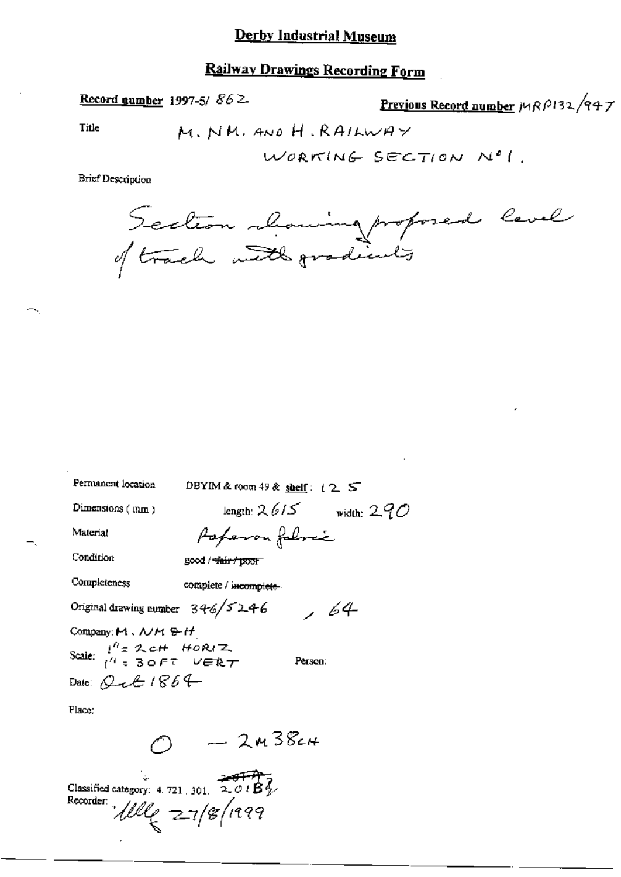# Derby Industrial Museum

## Railway Drawings Recording Form

**Record number** 1997-5/ 862

**Previous Record number** MRP132/947

Title

M. NM. AND H. RAILWAY

WORKING SECTION No 1.

Brief Description

Section showing proposed level of track with gradients

Permanent location DBYIM & room 49 & **shelf**: 12 5

Dimensions (mm) length: 2615 width: 290

Material Paper on fabric

Condition good / ~~fair / poor~~

Completeness complete / ~~incomplete~~

Original drawing number 346/5246 , 64

Company: M. NM & H

Scale: 1" = 2CH HORIZ
1" = 30FT VERT

Person:

Date: Oct 1864

Place:

0 — 2M 38CH

Classified category: 4. 721. 301. ~~201 A~~ 201 B½

Recorder: [signature] 27/8/1999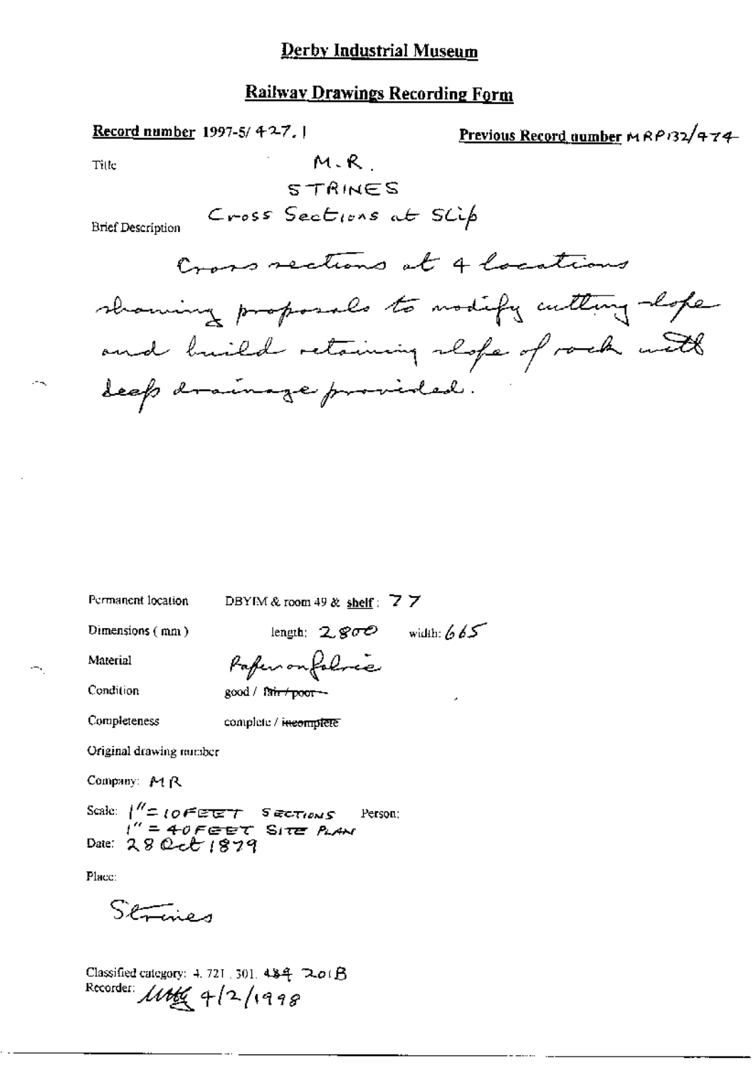## Derby Industrial Museum

## Railway Drawings Recording Form

**Record number** 1997-5/ 427.1

**Previous Record number** MRP132/474

Title

M.R.
STRINES
Cross Sections at Slip

Brief Description

Cross sections at 4 locations showing proposals to modify cutting slope and build retaining slope of rock with deep drainage provided.

Permanent location: DBYIM & room 49 & **shelf**: 77

Dimensions (mm): length: 2800 width: 665

Material: Paper on fabric

Condition: good / ~~fair / poor~~

Completeness: complete / ~~incomplete~~

Original drawing number

Company: MR

Scale: 1" = 10 FEET SECTIONS
1" = 40 FEET SITE PLAN

Person:

Date: 28 Oct 1879

Place:

Strines

Classified category: 4. 721. 301. 484 201B

Recorder: MW 4/2/1998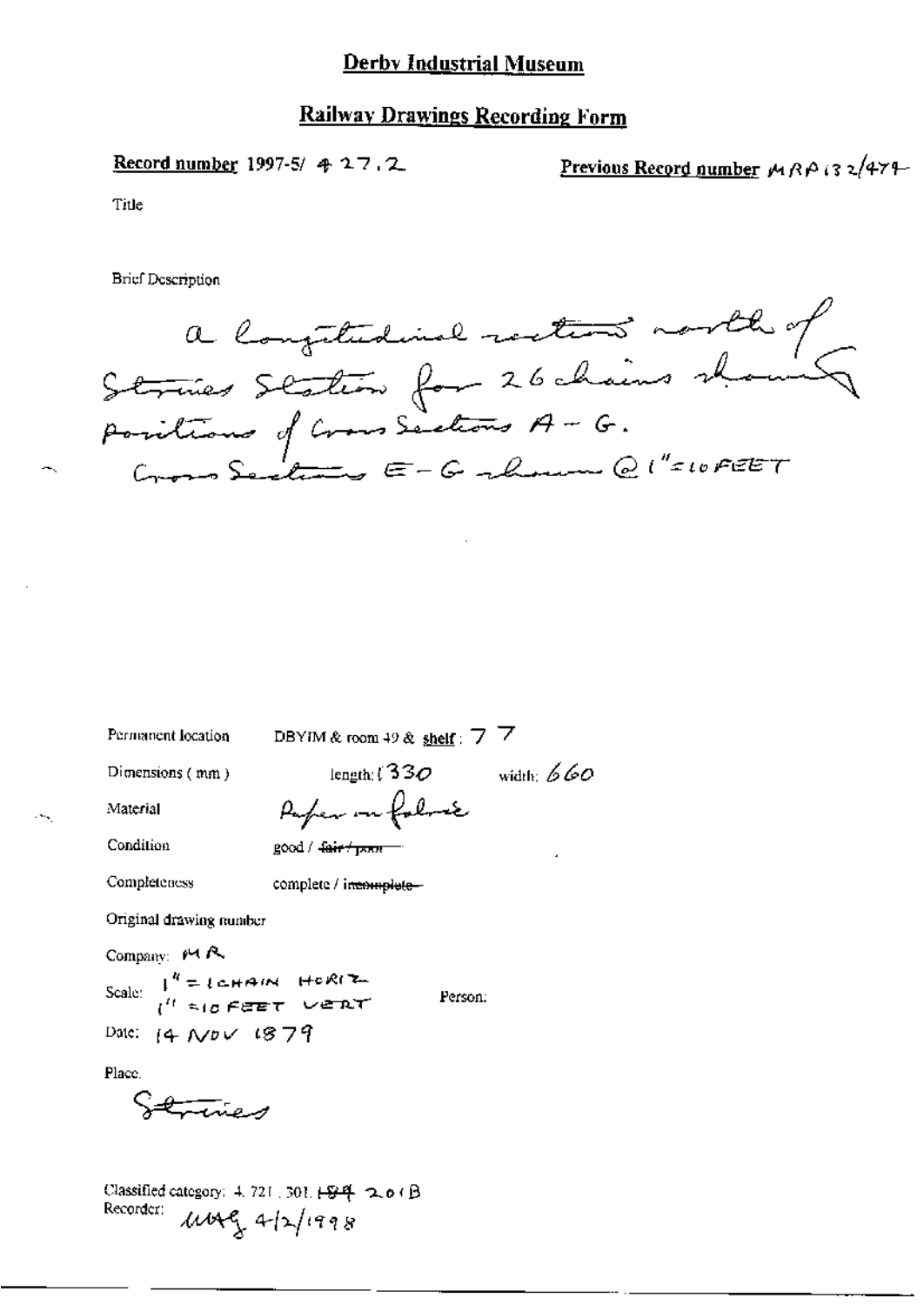# Derby Industrial Museum

## Railway Drawings Recording Form

**Record number** 1997-5/ 427.2

**Previous Record number** MRP 132/479

Title

Brief Description

a longitudinal section north of Stones Station for 26 chains showing positions of Cross Sections A - G.
Cross Sections E - G shown @ 1" = 10 FEET

Permanent location DBYIM & room 49 & **shelf**: 77

Dimensions (mm) length: 1330 width: 660

Material Paper on fabric

Condition good / ~~fair / poor~~

Completeness complete / ~~incomplete~~

Original drawing number

Company: MR

Scale: 1" = 1 CHAIN HORIZ
1" = 10 FEET VERT

Person:

Date: 14 NOV 1879

Place.

Stones

Classified category: 4.721.301. ~~184~~ 201B

Recorder: MAG 4/2/1998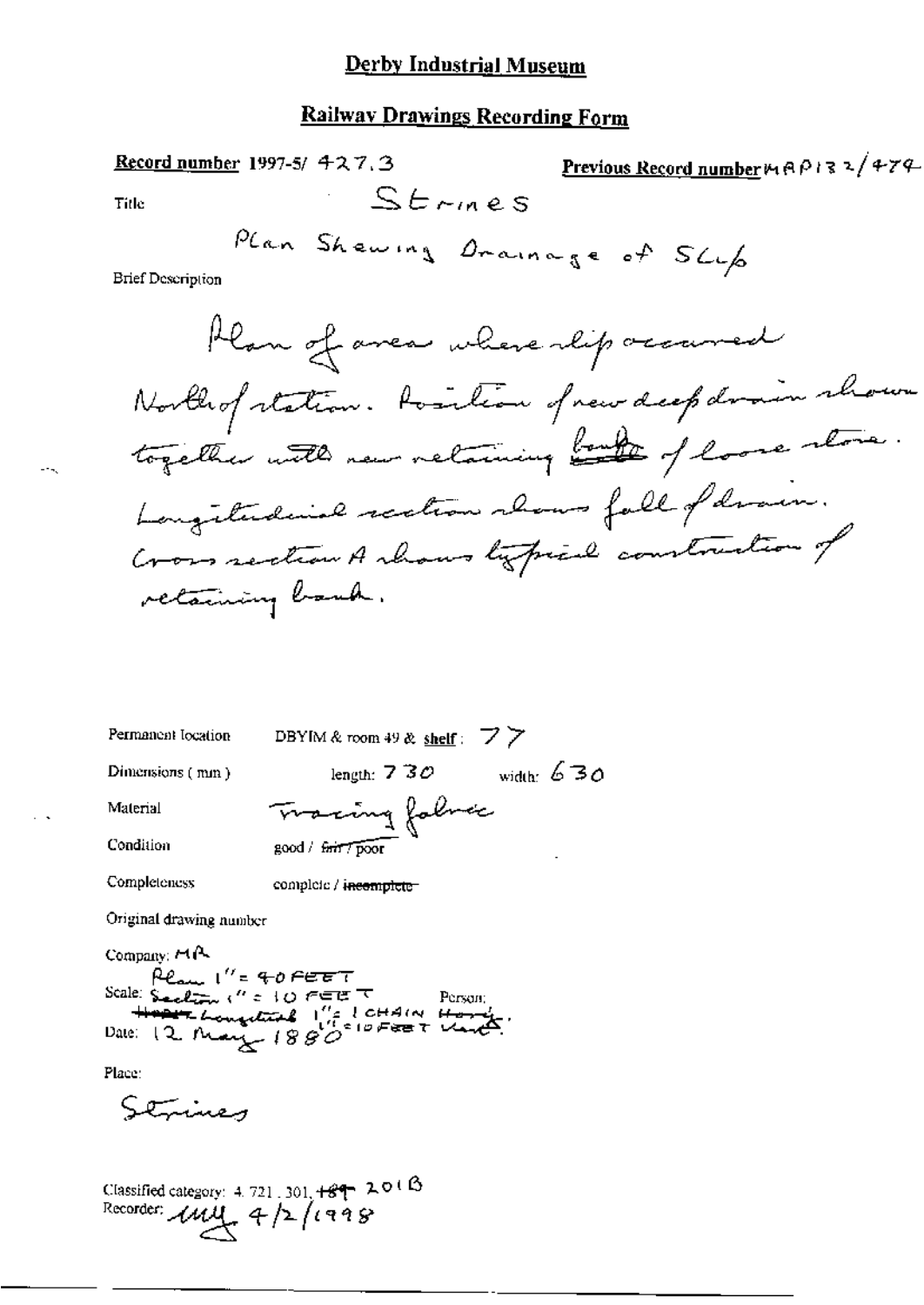# Derby Industrial Museum

## Railway Drawings Recording Form

**Record number** 1997-5/ 427.3

**Previous Record number** MAP132/474

Title: Strines

Plan Shewing Drainage of Slip

Brief Description

Plan of area where slip occurred North of station. Position of new deep drain shown together with new retaining banks of loose stone. Longitudinal section shows fall of drain. Cross section A shows typical construction of retaining bank.

Permanent location: DBYIM & room 49 & **shelf**: 77

Dimensions (mm): length: 730 width: 630

Material: Tracing fabric

Condition: good / ~~fair~~ / ~~poor~~

Completeness: complete / ~~incomplete~~

Original drawing number

Company: MR

Scale: Plan 1" = 40 FEET; Section 1" = 10 FEET; ~~Horiz~~ Longitudinal 1" = 1 CHAIN Horiz., 1/4" = 10 FEET Vert.

Person:

Date: 12 May 1880

Place:

Strines

Classified category: 4.721.301, ~~189~~ 201B

Recorder: MM 4/2/1998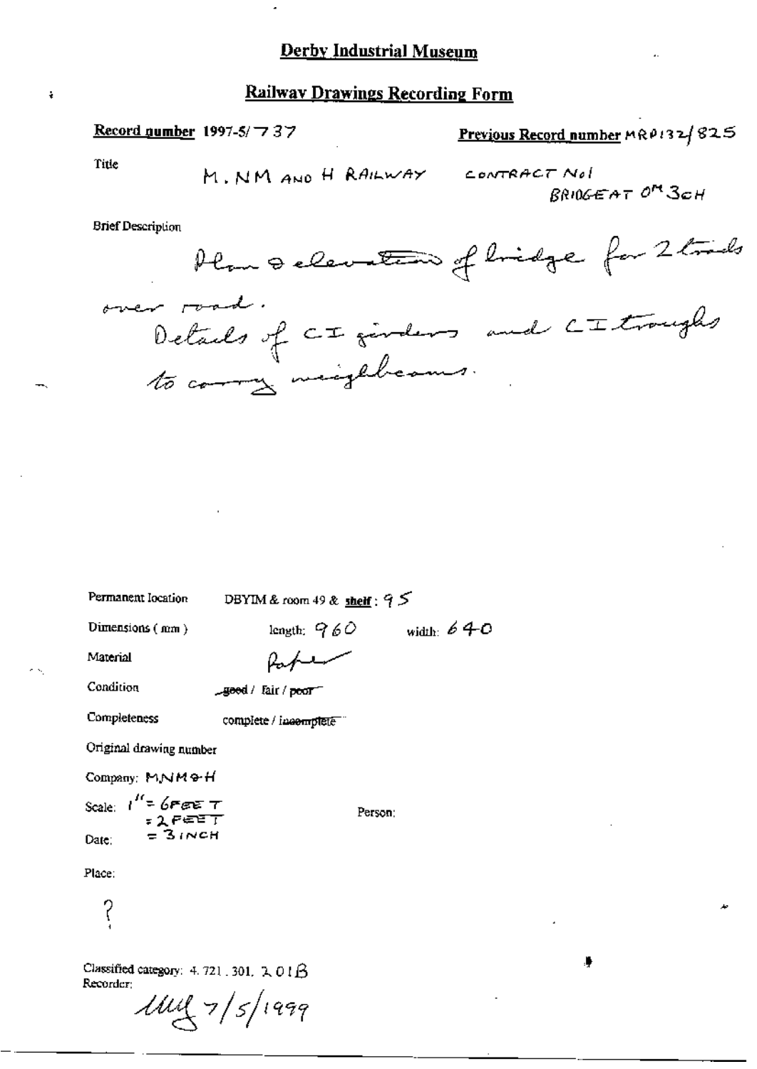## Derby Industrial Museum

## Railway Drawings Recording Form

**Record number** 1997-5/737

**Previous Record number** MR0132/825

Title

M. NM AND H RAILWAY CONTRACT No1
BRIDGE AT 0M 3CH

Brief Description

Plan & elevation of bridge for 2 tracks over road.
Details of CI girders and CI troughs to carry weighbeams.

Permanent location DBYIM & room 49 & **shelf**: 95

Dimensions (mm) length: 960 width: 640

Material Paper

Condition good / ~~fair / poor~~

Completeness complete / ~~incomplete~~

Original drawing number

Company: MNM&H

Scale: 1" = 6FEET
= 2FEET
= 3INCH

Person:

Date:

Place:

?

Classified category: 4.721.301, 201B

Recorder:

MMG 7/5/1999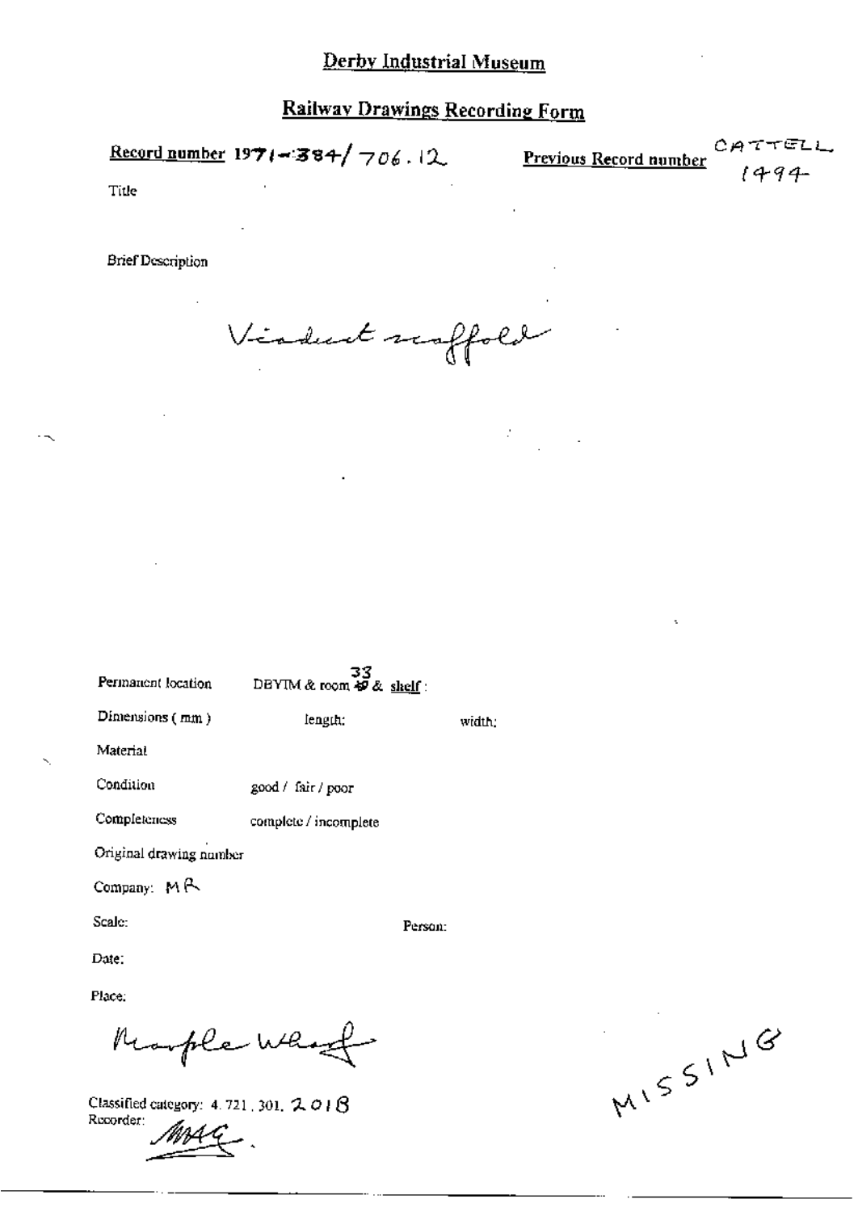# Derby Industrial Museum

## Railway Drawings Recording Form

**Record number** 1971-384/706.12

**Previous Record number** CATTELL 1494

Title

Brief Description

Viaduct scaffold

Permanent location DBYIM & room 33 & shelf:

Dimensions (mm) length: width:

Material

Condition good / fair / poor

Completeness complete / incomplete

Original drawing number

Company: MR

Scale: Person:

Date:

Place:

Marple Wharf

Classified category: 4.721.301.201B

Recorder: MAG.

MISSING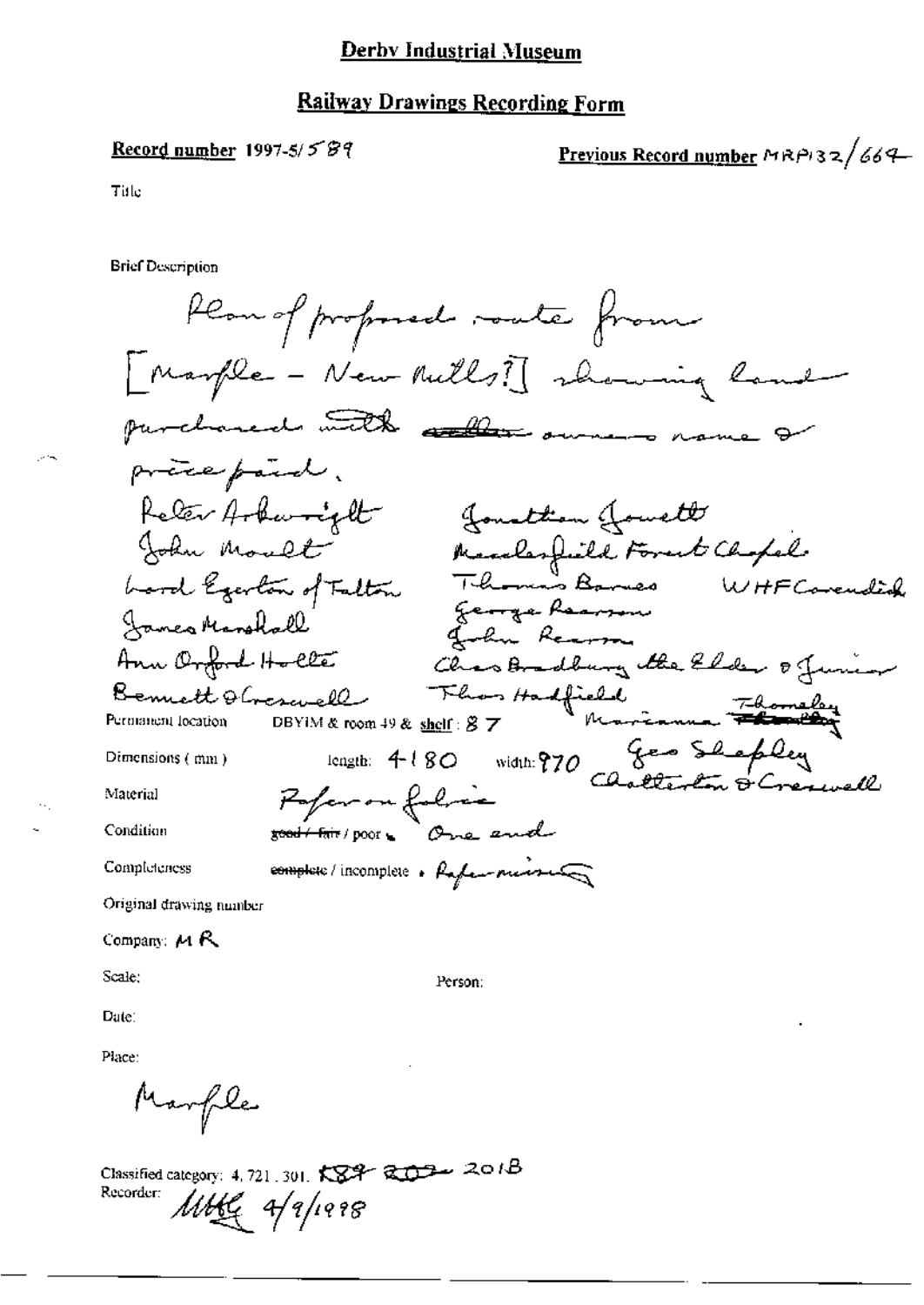# Derby Industrial Museum

## Railway Drawings Recording Form

**Record number** 1997-5/589

**Previous Record number** MRP132/664

Title

Brief Description

Plan of proposed route from [Marple – New Mills?] showing land purchased with ~~seller~~ owners name & price paid.

Peter Arkwright
John Moult
Lord Egerton of Tatton
James Marshall
Ann Orford Holte
Bennett & Creswell
Jonathan Jowett
Macclesfield Forest Chapel
Thomas Barnes
WHF Cavendish
George Pearson
John Pearson
Chas Bradbury the Elder & Junior
Thos Hadfield
Marianna Thornley ~~Thornley~~
Geo Shepley
Chatterton & Creswell

Permanent location DBYIM & room 49 & shelf: 87

Dimensions (mm) length: 4180 width: 970

Material Paper on fabric

Condition ~~good / fair~~ / poor • One end

Completeness ~~complete~~ / incomplete • Paper missing

Original drawing number

Company: MR

Scale:

Person:

Date:

Place:

Marple

Classified category: 4.721.301. ~~K89~~ ~~202~~ 201B

Recorder: MHG 4/9/1998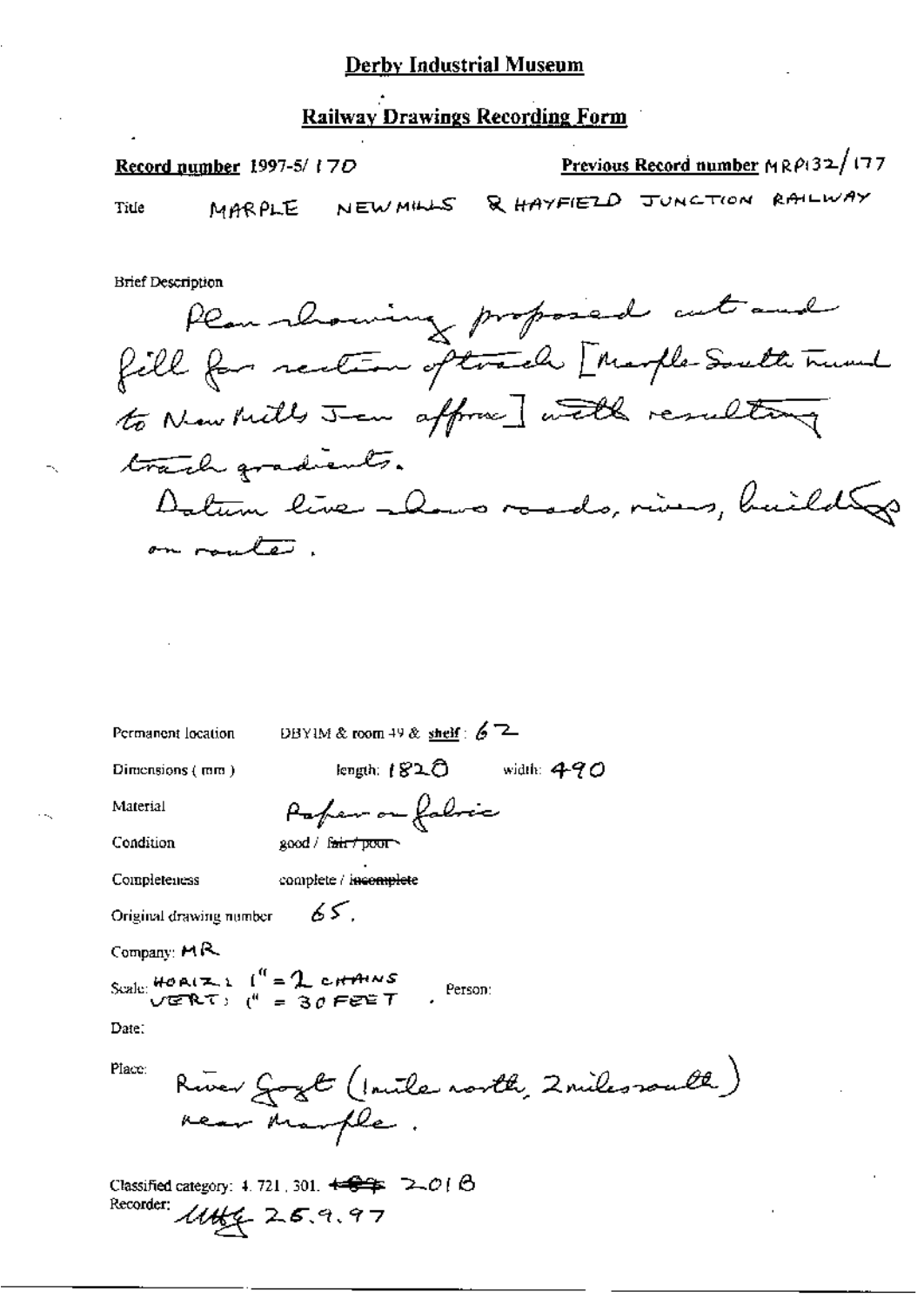# Derby Industrial Museum

## Railway Drawings Recording Form

**Record number** 1997-5/ 170

**Previous Record number** MRP132/177

Title MARPLE NEWMILLS & HAYFIELD JUNCTION RAILWAY

Brief Description

Plan showing proposed cut and fill for section of track [Marple South tunnel to New Mills Jcn approx] with resulting track gradients.
Datum line shows roads, rivers, buildings on route.

Permanent location DBYIM & room 49 & shelf: 62

Dimensions (mm) length: 1820 width: 490

Material Paper on fabric

Condition good / ~~fair / poor~~

Completeness complete / ~~incomplete~~

Original drawing number 65.

Company: MR

Scale: HORIZ: 1" = 2 CHAINS
VERT: 1" = 30 FEET . Person:

Date:

Place: River Goyt (1 mile north, 2 miles south) near Marple.

Classified category: 4. 721. 301. ~~+89~~ 2.01 B

Recorder: [initials] 25.9.97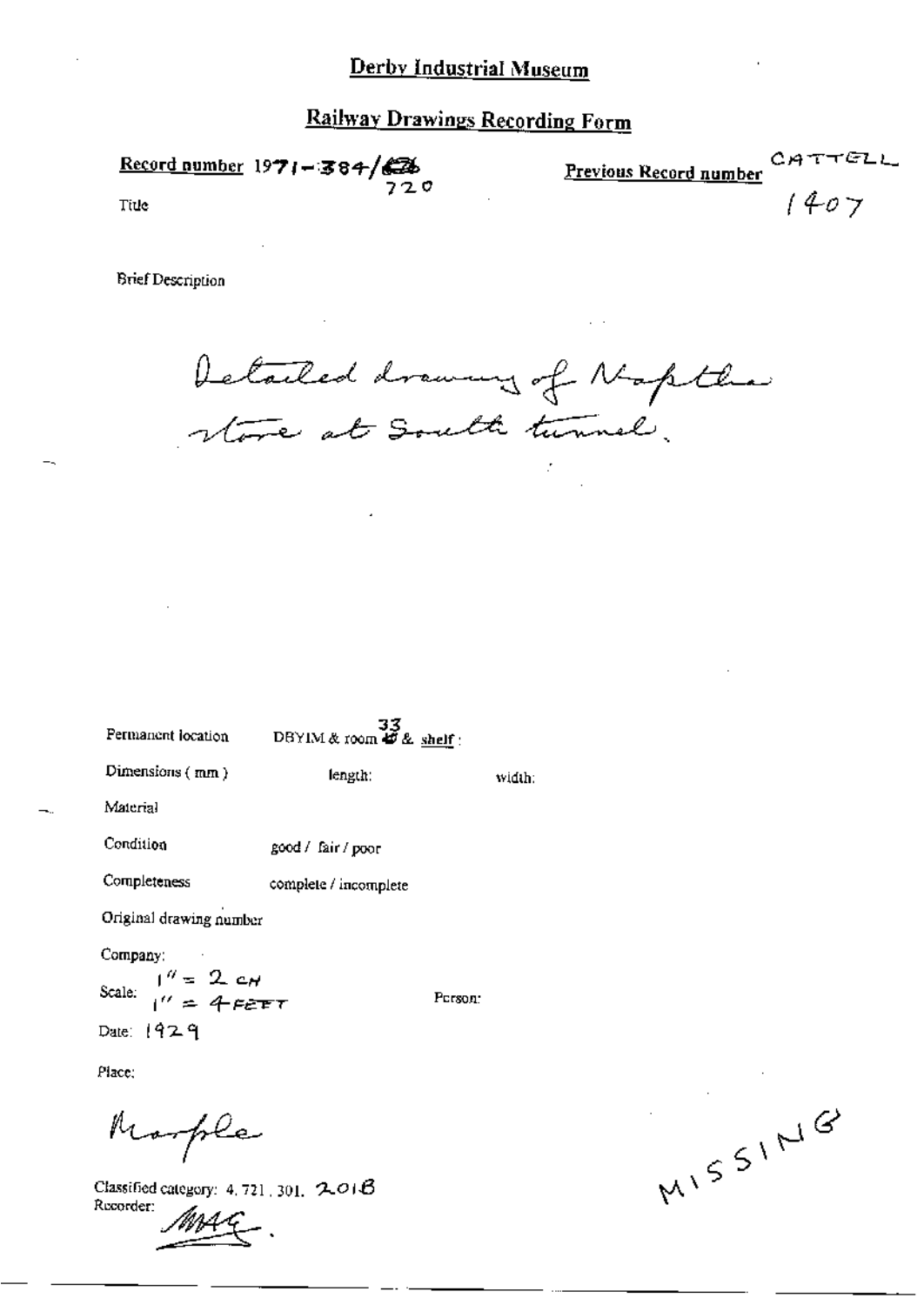# Derby Industrial Museum

## Railway Drawings Recording Form

**Record number** 1971-384/720

**Previous Record number** CATTELL 1407

Title

Brief Description

Detailed drawing of Naptha store at South tunnel.

Permanent location DBYIM & room 33 & shelf :

Dimensions ( mm ) length: width:

Material

Condition good / fair / poor

Completeness complete / incomplete

Original drawing number

Company:

Scale: 1" = 2 CH
1" = 4 FEET

Person:

Date: 1929

Place:

Marple

Classified category: 4. 721. 301. 2018

Recorder: MAG.

MISSING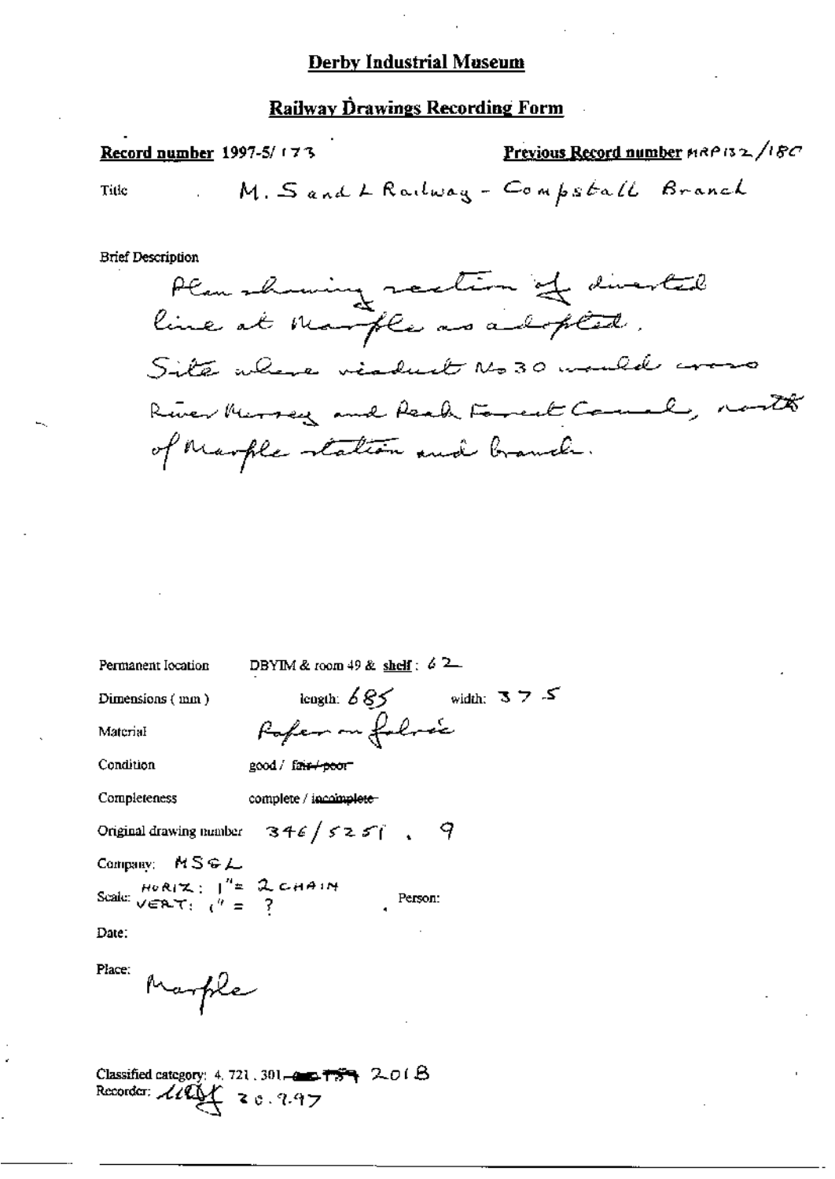## Derby Industrial Museum

## Railway Drawings Recording Form

**Record number** 1997-5/173

**Previous Record number** MRP132/180

Title: M. S and L Railway - Compstall Branch

Brief Description

Plan showing section of diverted line at Marple as adopted. Site where viaduct No 30 would cross River Mersey and Peak Forest Canal, north of Marple station and branch.

Permanent location: DBYIM & room 49 & shelf: 62

Dimensions (mm): length: 685 width: 37.5

Material: Paper on fabric

Condition: good / ~~fair / poor~~

Completeness: complete / ~~incomplete~~

Original drawing number: 346/5251, 9

Company: MS&L

Scale: HORIZ: 1" = 2 CHAIN VERT: 1" = ?

Person:

Date:

Place: Marple

Classified category: 4.721.301.~~___~~ 201B

Recorder: ~~LLDL~~ 20.9.97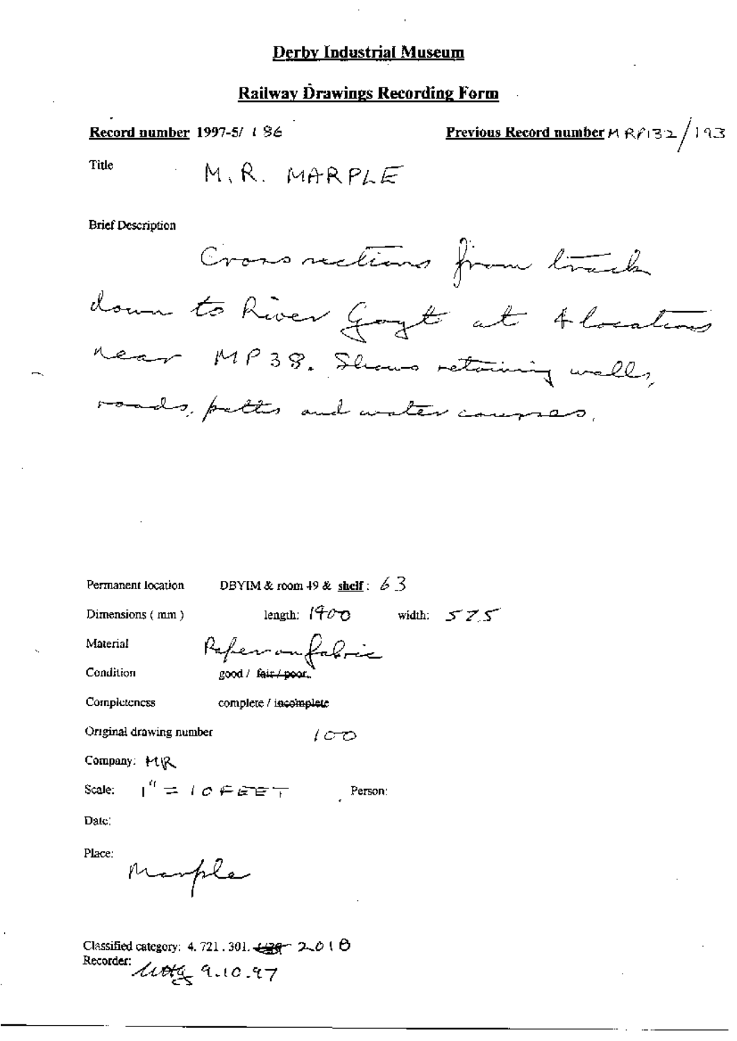# Derby Industrial Museum

## Railway Drawings Recording Form

**Record number** 1997-5/ 186

**Previous Record number** MRP132/193

Title M.R. MARPLE

Brief Description

Cross sections from track down to River Goyt at 4 locations near MP38. Shows retaining walls, roads, paths and water courses.

Permanent location DBYIM & room 49 & **shelf**: 63

Dimensions (mm) length: 1400 width: 575

Material Paper on fabric

Condition good / ~~fair / poor.~~

Completeness complete / ~~incomplete~~

Original drawing number 100

Company: MR

Scale: 1" = 10 FEET Person:

Date:

Place: Marple

Classified category: 4.721.301. ~~429~~ 2.01 B

Recorder: *[signature]* 9.10.97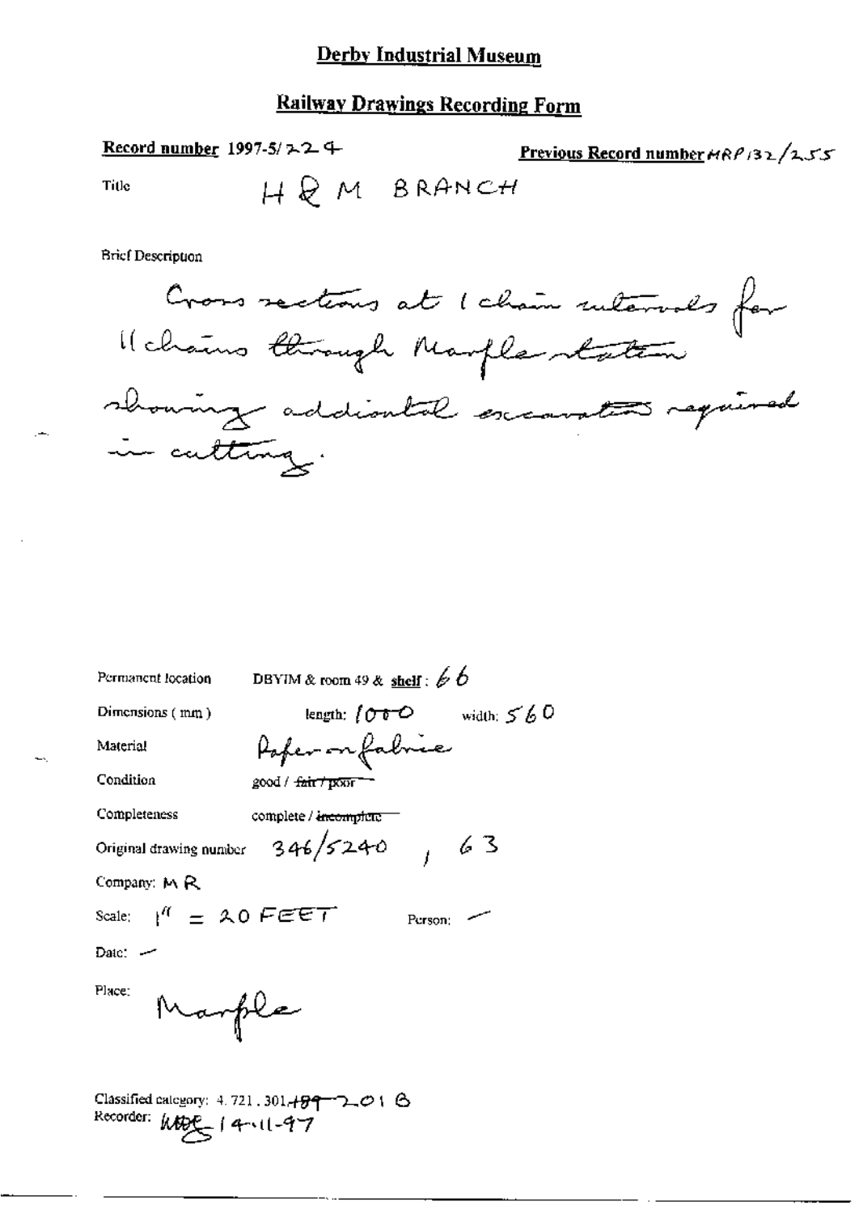# Derby Industrial Museum

## Railway Drawings Recording Form

**Record number** 1997-5/224

**Previous Record number** MRP132/255

Title: H & M BRANCH

Brief Description

Cross sections at 1 chain intervals for 11 chains through Marple station showing addiontal excavation required in cutting.

Permanent location: DBYIM & room 49 & **shelf**: 66

Dimensions (mm): length: 1000 width: 560

Material: Paper on fabric

Condition: good / ~~fair / poor~~

Completeness: complete / ~~incomplete~~

Original drawing number: 346/5240, 63

Company: MR

Scale: 1" = 20 FEET Person: —

Date: —

Place: Marple

Classified category: 4.721.301.~~189~~ 201 B

Recorder: ~~WDG~~ 14-11-97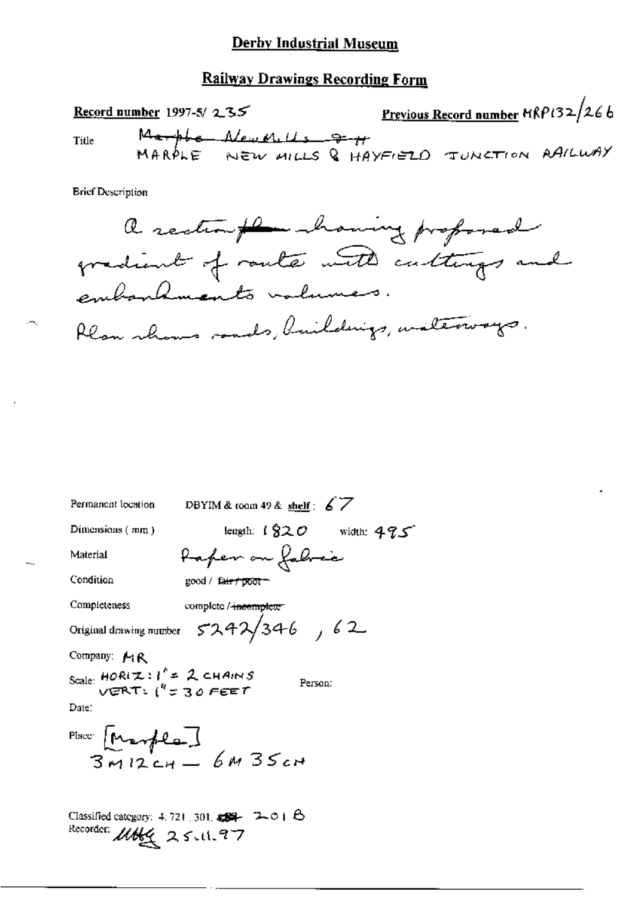# Derby Industrial Museum

## Railway Drawings Recording Form

**Record number** 1997-5/ 235

**Previous Record number** MRP132/266

Title ~~Marple New Mills & H~~
MARPLE NEW MILLS & HAYFIELD JUNCTION RAILWAY

Brief Description

A section plan showing proposed gradient of route with cuttings and embankments volumes.
Plan shows roads, buildings, waterways.

Permanent location DBYIM & room 49 & shelf: 67

Dimensions (mm) length: 1820 width: 495

Material Paper on fabric

Condition good / ~~fair / poor~~

Completeness complete / ~~incomplete~~

Original drawing number 5242/346 , 62

Company: MR

Scale: HORIZ: 1" = 2 CHAINS
VERT: 1" = 30 FEET

Person:

Date:

Place: [Marple]
3M 12CH — 6M 35CH

Classified category: 4.721.301. ~~ ~~ 201 B

Recorder: ~~ ~~ 25.11.97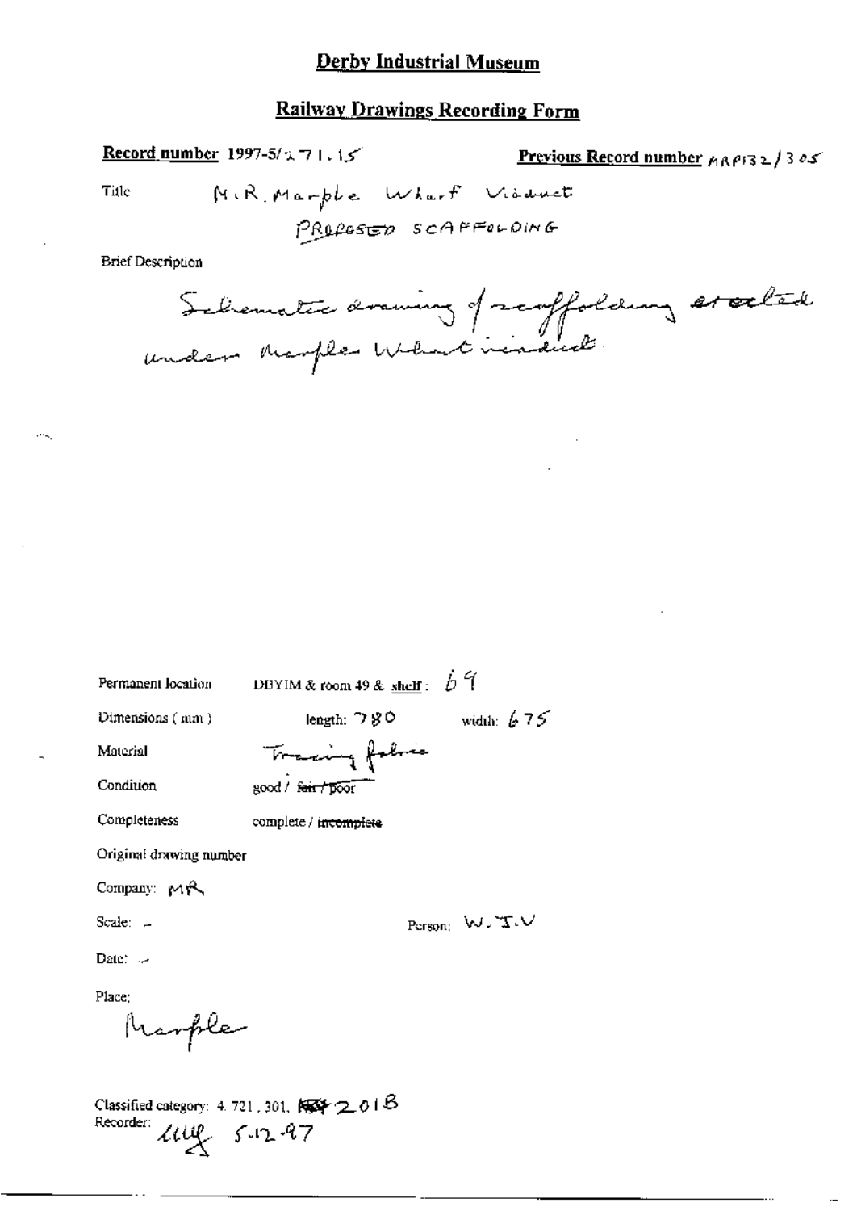# Derby Industrial Museum

## Railway Drawings Recording Form

**Record number** 1997-5/271.15

**Previous Record number** MRP132/305

Title M.R. Marple Wharf Viaduct

PROPOSED SCAFFOLDING

Brief Description

Schematic drawing of scaffolding erected under Marple Wharf viaduct.

Permanent location DBYIM & room 49 & shelf: 69

Dimensions (mm) length: 780 width: 675

Material Tracing fabric

Condition good / ~~fair / poor~~

Completeness complete / ~~incomplete~~

Original drawing number

Company: MR

Scale: -

Person: W.J.V

Date: -

Place:

Marple

Classified category: 4.721.301, ~~xxx~~ 201B

Recorder: uuy 5.12.97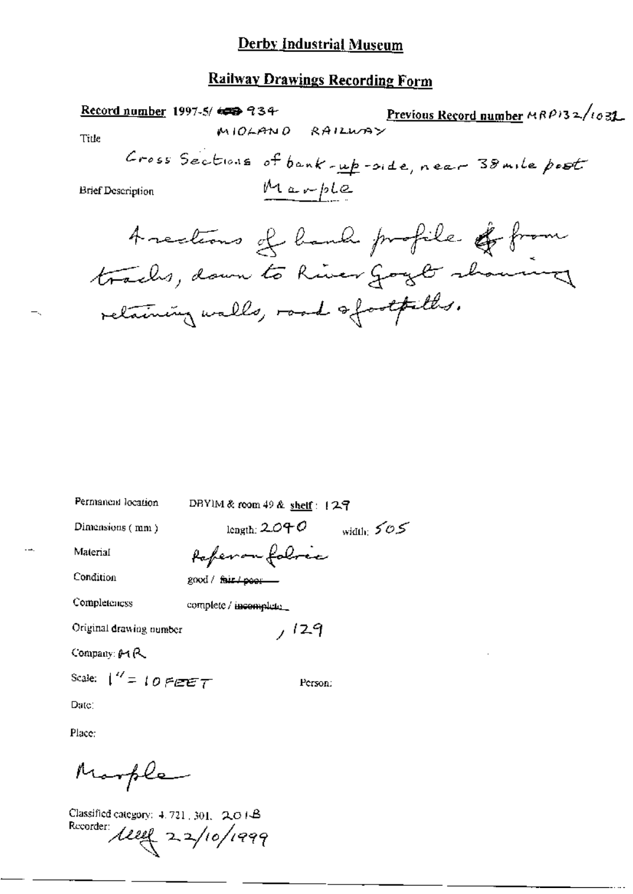# Derby Industrial Museum

## Railway Drawings Recording Form

**Record number** 1997-5/ ~~###~~ 934

**Previous Record number** MRP132/1032

Title

MIDLAND RAILWAY

Cross Sections of bank-up-side, near 38 mile post Marple

Brief Description

4 sections of bank profile ~~of~~ from tracks, down to River Goyt showing retaining walls, road & footpaths.

Permanent location: DBYIM & room 49 & **shelf**: 129

Dimensions (mm): length: 2040 width: 505

Material: Paper on fabric

Condition: good / ~~fair / poor~~

Completeness: complete / ~~incomplete~~

Original drawing number: , 129

Company: MR

Scale: 1" = 10 FEET

Person:

Date:

Place:

Marple

Classified category: 4.721.301. 201B

Recorder: [signature] 22/10/1999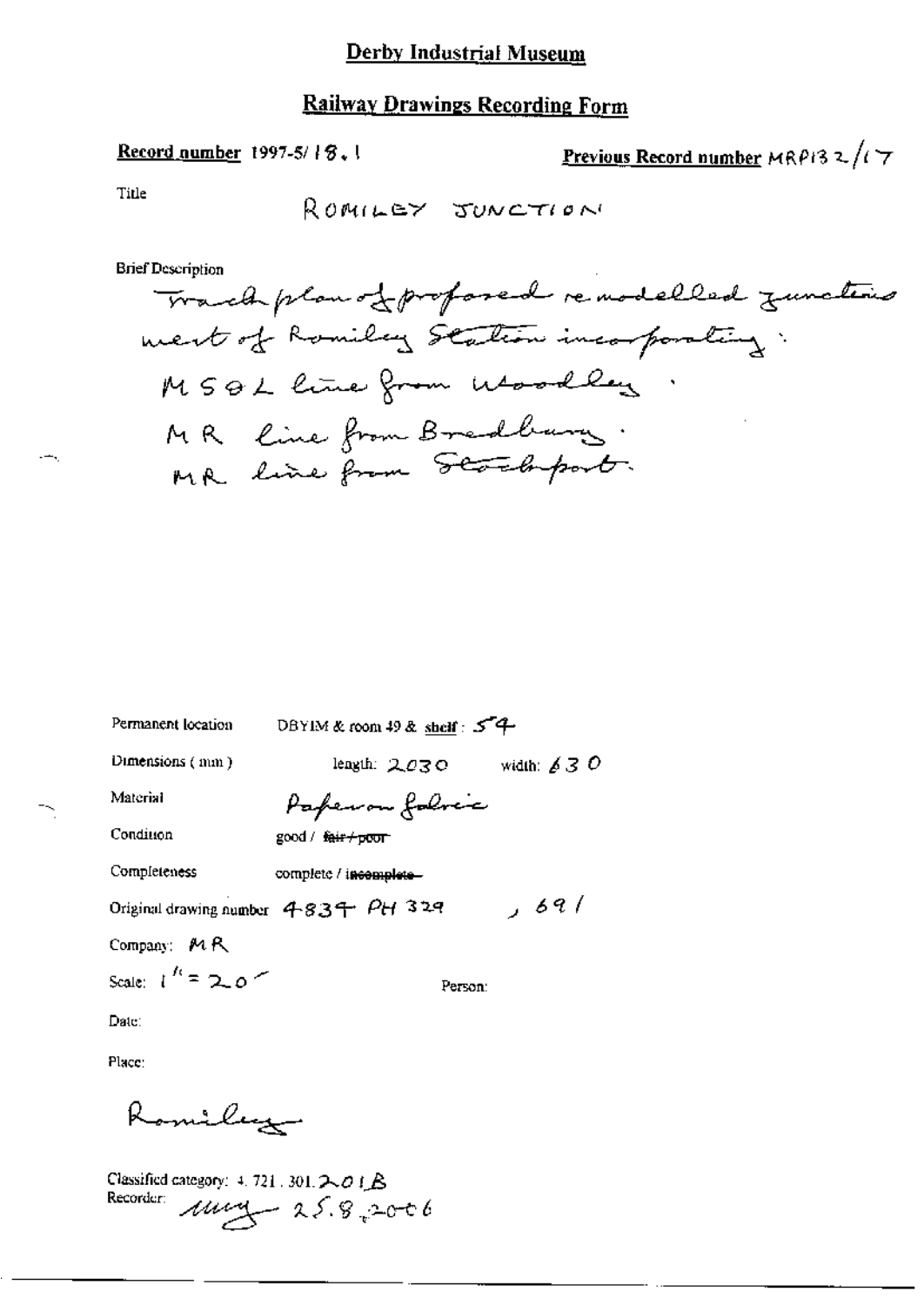# Derby Industrial Museum

## Railway Drawings Recording Form

**Record number** 1997-5/ 18.1

**Previous Record number** MRP132/17

Title

ROMILEY JUNCTION

Brief Description

Track plan of proposed remodelled junction west of Romiley Station incorporating:
MS&L line from Woodley.
MR line from Bredbury.
MR line from Stockport.

Permanent location DBYIM & room 49 & **shelf**: 54

Dimensions (mm) length: 2030 width: 630

Material Paper on fabric

Condition good / ~~fair / poor~~

Completeness complete / ~~incomplete~~

Original drawing number 4834 PH 329 , 691

Company: MR

Scale: 1" = 20'

Person:

Date:

Place:

Romiley

Classified category: 4. 721. 301. 201B

Recorder: [signature] 25.8.2006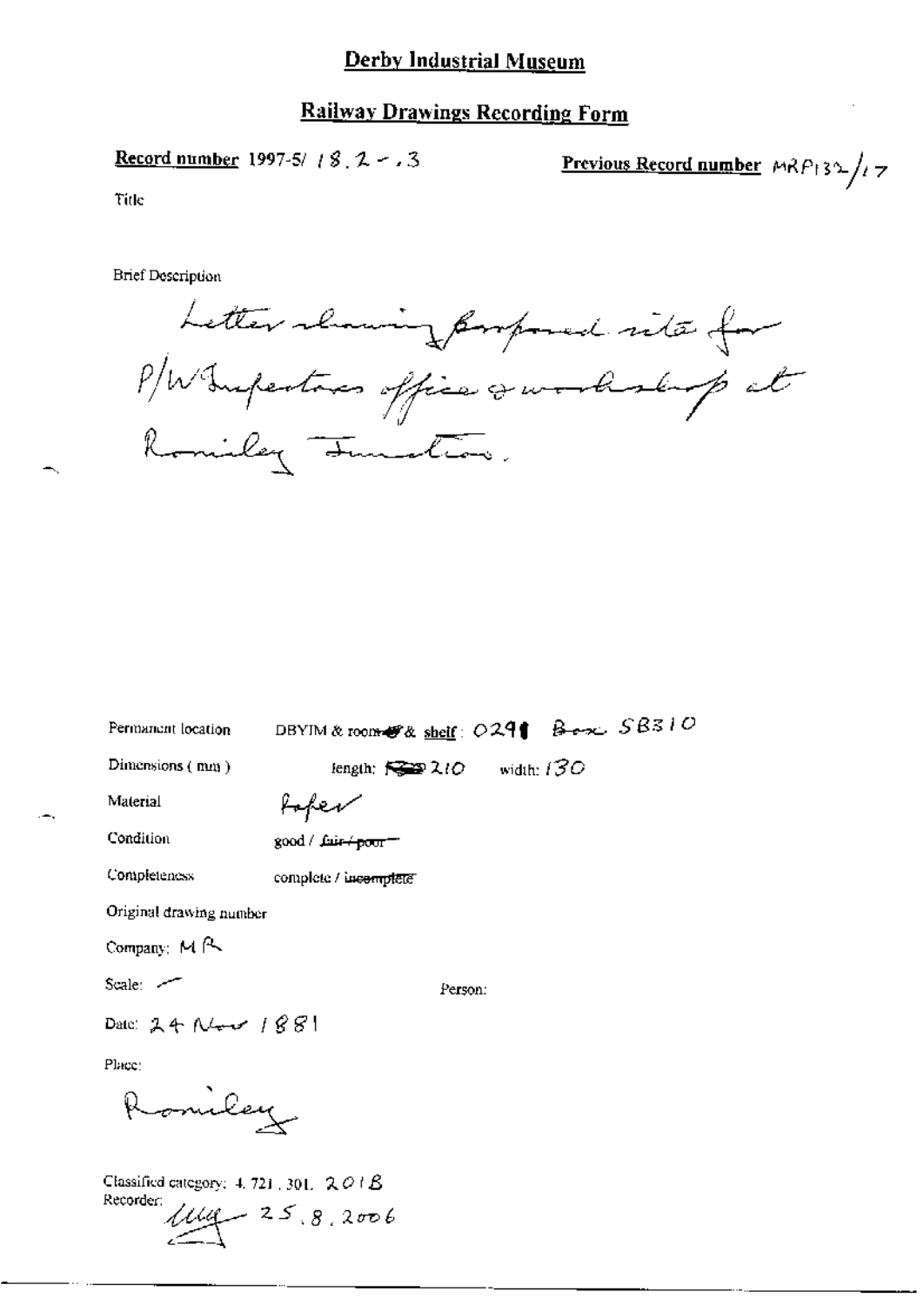# Derby Industrial Museum

## Railway Drawings Recording Form

**Record number** 1997-5/ 18.2-.3

**Previous Record number** MRP132/17

Title

Brief Description

Letter showing proposed site for P/W Inspectors office & workshop at Romiley Junction.

Permanent location DBYIM & room & shelf: 0291 Box SB310

Dimensions (mm) length: 210 width: 130

Material Paper

Condition good / ~~fair / poor~~

Completeness complete / ~~incomplete~~

Original drawing number

Company: MR

Scale: -

Person:

Date: 24 Nov 1881

Place:

Romiley

Classified category: 4.721.301. 201B

Recorder: 25.8.2006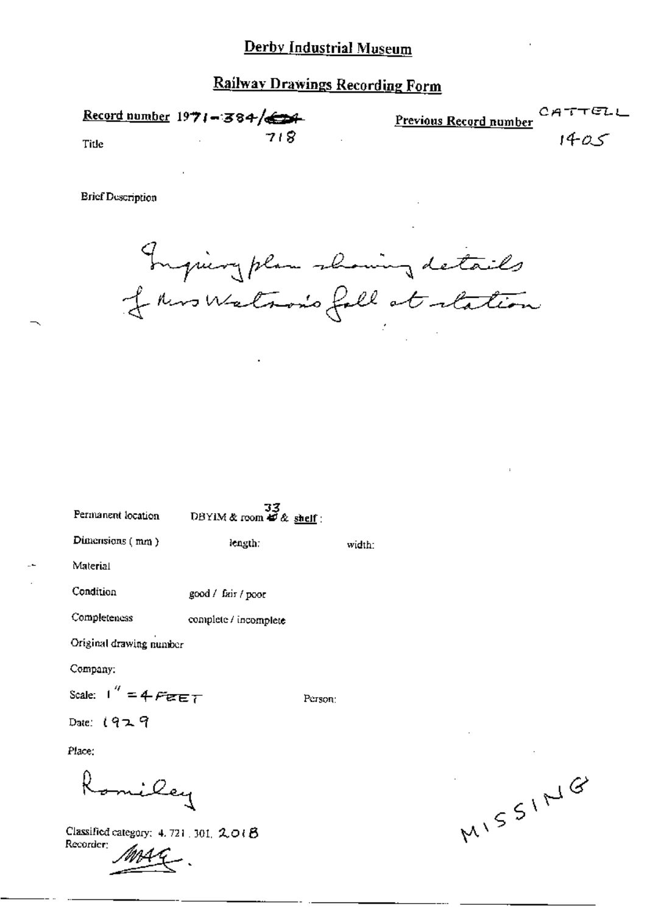# Derby Industrial Museum

## Railway Drawings Recording Form

**Record number** 1971-384/~~634~~ 718

Title

**Previous Record number** CATTELL 1405

Brief Description

Inquiry plan showing details of Mrs Watson's fall at station

Permanent location DBYIM & room ~~40~~ 33 & shelf :

Dimensions ( mm ) length: width:

Material

Condition good / fair / poor

Completeness complete / incomplete

Original drawing number

Company:

Scale: 1" = 4 FEET Person:

Date: 1929

Place:

Romiley

Classified category: 4. 721. 301. 2.018

Recorder: MAG.

MISSING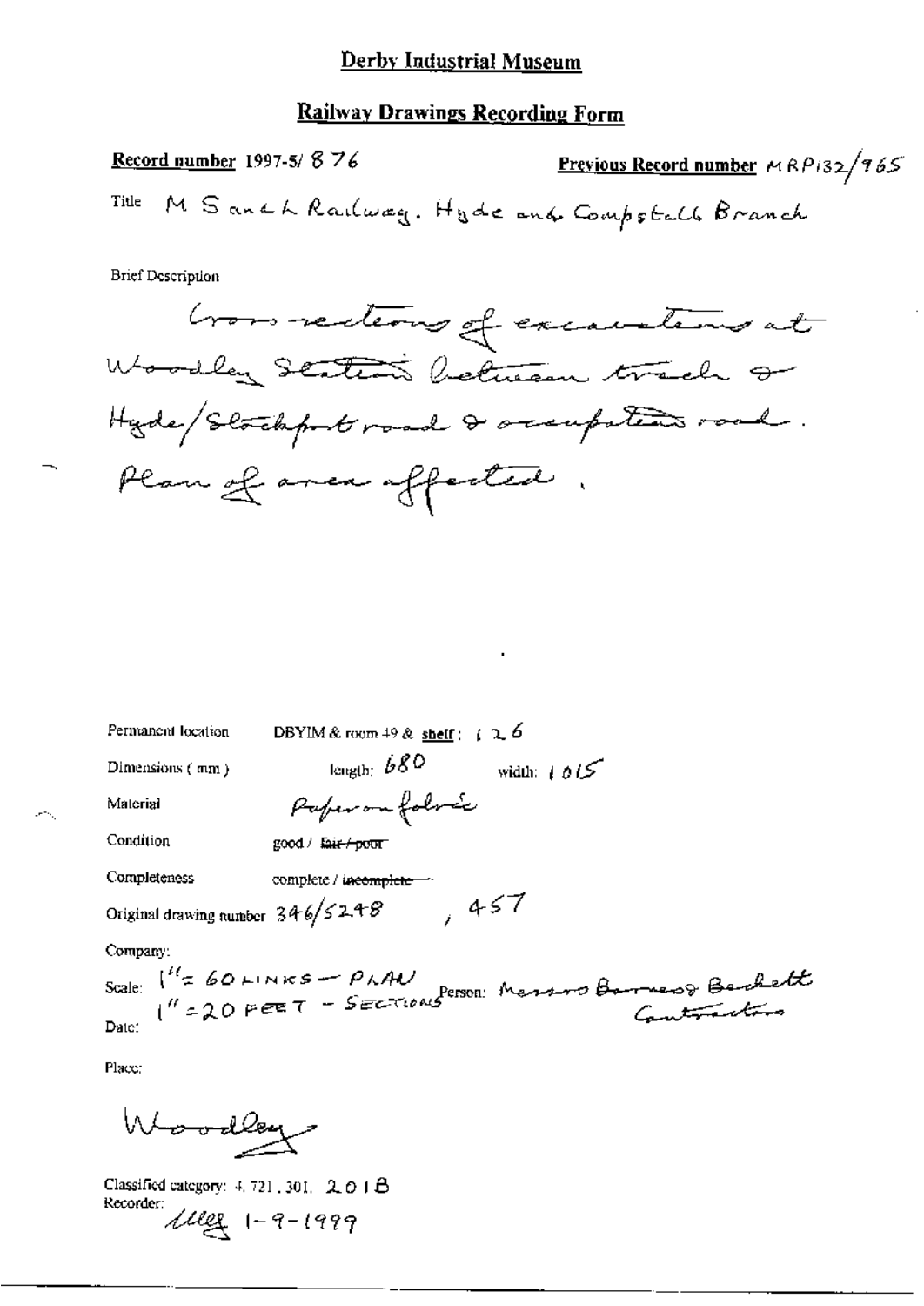# Derby Industrial Museum

## Railway Drawings Recording Form

**Record number** 1997-5/ 876

**Previous Record number** MRP132/965

Title M S and L Railway. Hyde and Compstall Branch

Brief Description

Cross sections of excavations at Woodley Station between track & Hyde/Stockport road & occupation road. Plan of area affected.

Permanent location DBYIM & room 49 & **shelf**: 126

Dimensions (mm) length: 680 width: 1015

Material Paper on fabric

Condition good / ~~fair / poor~~

Completeness complete / ~~incomplete~~

Original drawing number 346/5248 , 457

Company:

Scale: 1" = 60 LINKS — PLAN
1" = 20 FEET — SECTIONS

Person: Messrs Barness Beckett Contractors

Date:

Place:

Woodley

Classified category: 4.721.301. 201B

Recorder: 1-9-1999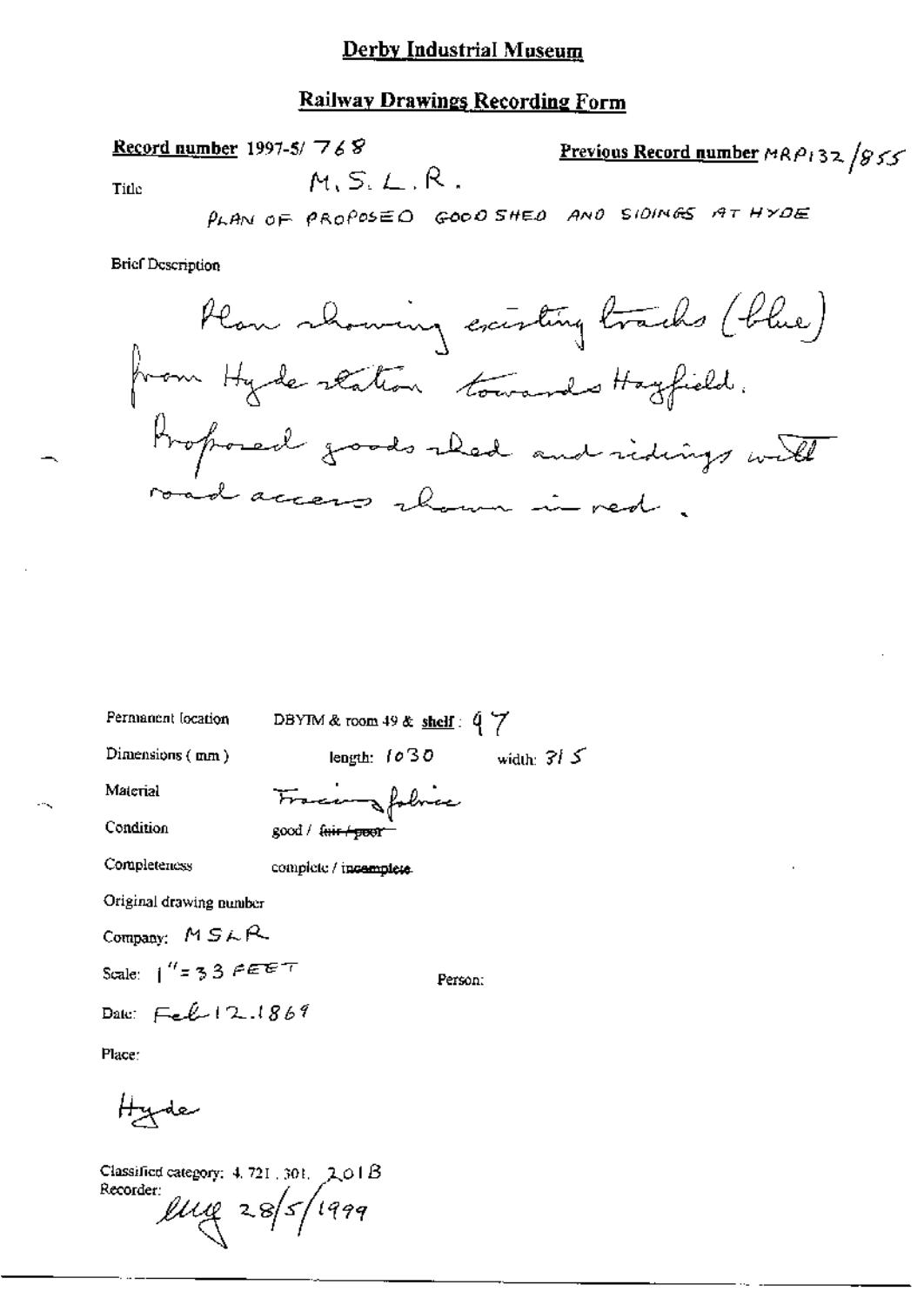# Derby Industrial Museum

## Railway Drawings Recording Form

**Record number** 1997-5/ 768

**Previous Record number** MRP132/855

Title M.S.L.R.

PLAN OF PROPOSED GOOD SHED AND SIDINGS AT HYDE

Brief Description

Plan showing existing tracks (blue) from Hyde station towards Hayfield. Proposed goods shed and sidings with road access shown in red.

Permanent location DBYIM & room 49 & **shelf**: 97

Dimensions (mm) length: 1030 width: 315

Material Tracing fabric

Condition good / ~~fair / poor~~

Completeness complete / ~~incomplete~~

Original drawing number

Company: MSLR

Scale: 1" = 33 FEET

Person:

Date: Feb 12. 1869

Place:

Hyde

Classified category: 4. 721. 301. 201B

Recorder: lllg 28/5/1999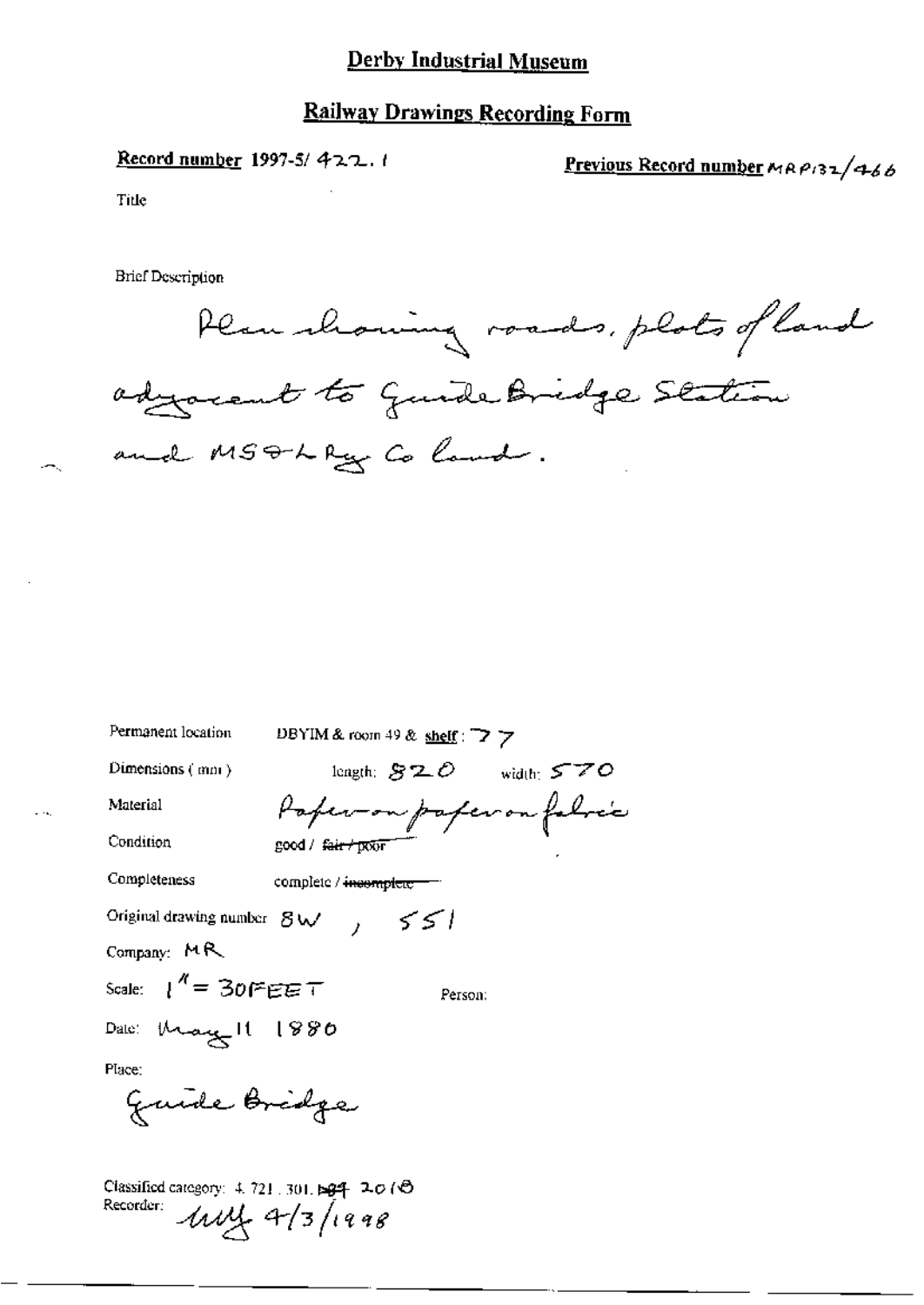# Derby Industrial Museum

## Railway Drawings Recording Form

**Record number** 1997-5/ 422.1

**Previous Record number** MRP132/466

Title

Brief Description

Plan showing roads, plots of land adjacent to Guide Bridge Station and MS&L Ry Co land.

Permanent location DBYIM & room 49 & **shelf**: 77

Dimensions (mm) length: 820 width: 570

Material Paper on paper on fabric

Condition good / ~~fair / poor~~

Completeness complete / ~~incomplete~~

Original drawing number 8W, 551

Company: MR

Scale: 1" = 30FEET

Person:

Date: May 11 1880

Place:

Guide Bridge

Classified category: 4.721.301. ~~564~~ 2018

Recorder: MM 4/3/1998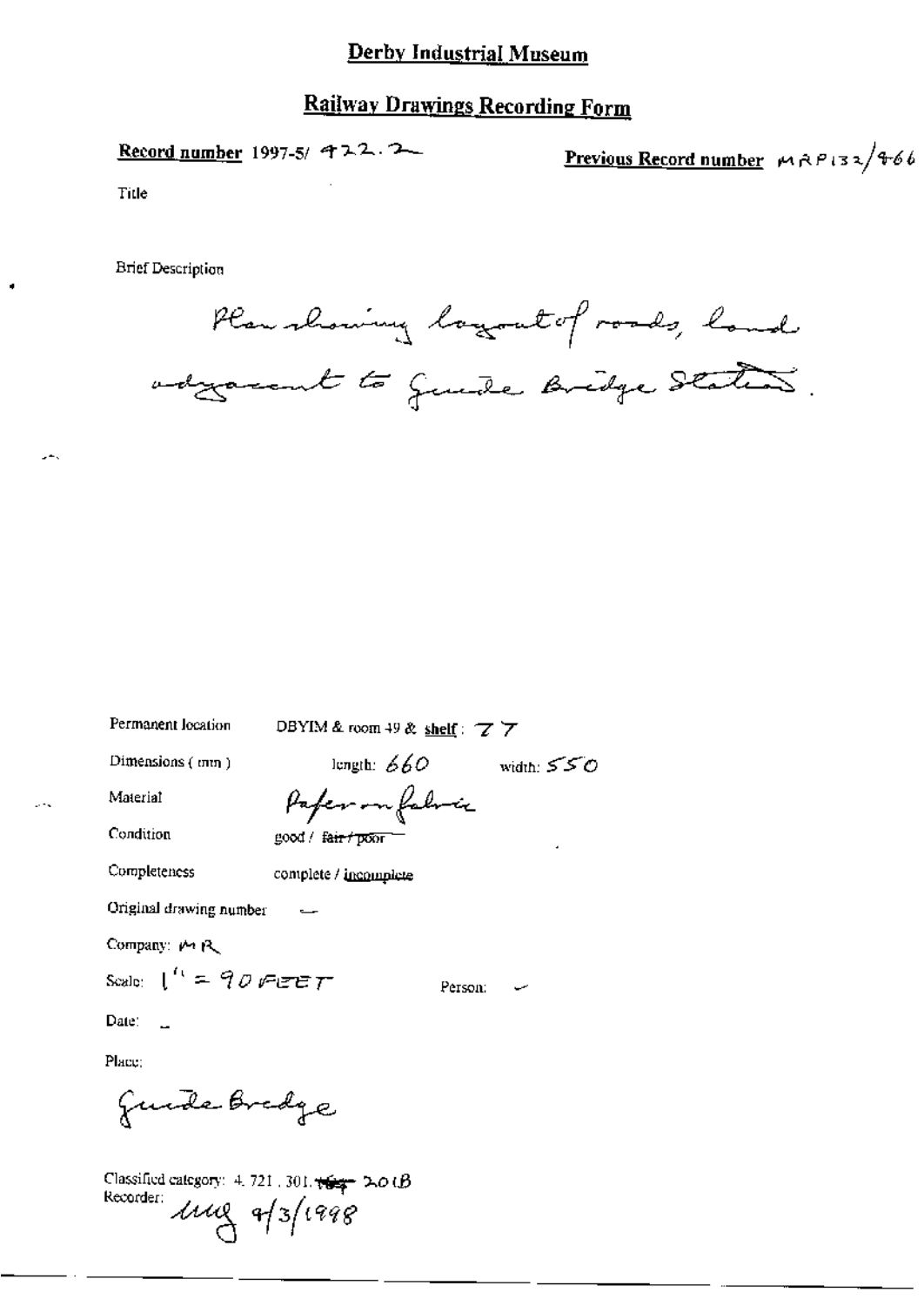# Derby Industrial Museum

## Railway Drawings Recording Form

**Record number** 1997-5/ 422.2

**Previous Record number** MRP132/466

Title

Brief Description

Plan showing layout of roads, land adjacent to Guide Bridge Station.

Permanent location DBYIM & room 49 & **shelf**: 77

Dimensions (mm) length: 660 width: 550

Material Paper on fabric

Condition good / ~~fair / poor~~

Completeness complete / incomplete

Original drawing number —

Company: MR

Scale: 1" = 90 FEET

Person: —

Date: —

Place:

Guide Bridge

Classified category: 4. 721. 301. ~~~~ 201B

Recorder: MMG 9/3/1998